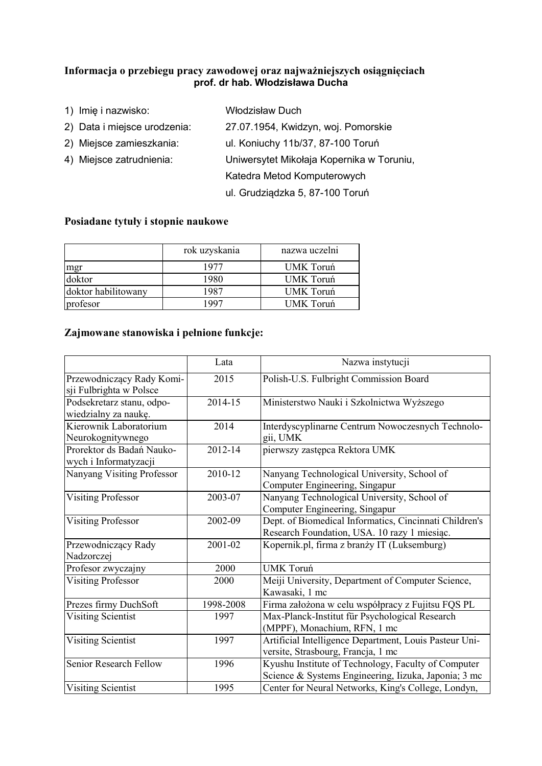**Informacja o przebiegu pracy zawodowej oraz najważniejszych osiągnięciach prof. dr hab. Włodzisława Ducha**

1) Imię i nazwisko: Włodzisław Duch
2) Data i miejsce urodzenia: 27.07.1954, Kwidzyn, woj. Pomorskie
2) Miejsce zamieszkania: ul. Koniuchy 11b/37, 87-100 Toruń
4) Miejsce zatrudnienia: Uniwersytet Mikołaja Kopernika w Toruniu, Katedra Metod Komputerowych ul. Grudziądzka 5, 87-100 Toruń

## Posiadane tytuły i stopnie naukowe

| | rok uzyskania | nazwa uczelni |
|---|---|---|
| mgr | 1977 | UMK Toruń |
| doktor | 1980 | UMK Toruń |
| doktor habilitowany | 1987 | UMK Toruń |
| profesor | 1997 | UMK Toruń |

## Zajmowane stanowiska i pełnione funkcje:

| | Lata | Nazwa instytucji |
|---|---|---|
| Przewodniczący Rady Komisji Fulbrighta w Polsce | 2015 | Polish-U.S. Fulbright Commission Board |
| Podsekretarz stanu, odpowiedzialny za naukę. | 2014-15 | Ministerstwo Nauki i Szkolnictwa Wyższego |
| Kierownik Laboratorium Neurokognitywnego | 2014 | Interdyscyplinarne Centrum Nowoczesnych Technologii, UMK |
| Prorektor ds Badań Naukowych i Informatyzacji | 2012-14 | pierwszy zastępca Rektora UMK |
| Nanyang Visiting Professor | 2010-12 | Nanyang Technological University, School of Computer Engineering, Singapur |
| Visiting Professor | 2003-07 | Nanyang Technological University, School of Computer Engineering, Singapur |
| Visiting Professor | 2002-09 | Dept. of Biomedical Informatics, Cincinnati Children's Research Foundation, USA. 10 razy 1 miesiąc. |
| Przewodniczący Rady Nadzorczej | 2001-02 | Kopernik.pl, firma z branży IT (Luksemburg) |
| Profesor zwyczajny | 2000 | UMK Toruń |
| Visiting Professor | 2000 | Meiji University, Department of Computer Science, Kawasaki, 1 mc |
| Prezes firmy DuchSoft | 1998-2008 | Firma założona w celu współpracy z Fujitsu FQS PL |
| Visiting Scientist | 1997 | Max-Planck-Institut für Psychological Research (MPPF), Monachium, RFN, 1 mc |
| Visiting Scientist | 1997 | Artificial Intelligence Department, Louis Pasteur Universite, Strasbourg, Francja, 1 mc |
| Senior Research Fellow | 1996 | Kyushu Institute of Technology, Faculty of Computer Science & Systems Engineering, Iizuka, Japonia; 3 mc |
| Visiting Scientist | 1995 | Center for Neural Networks, King's College, Londyn, |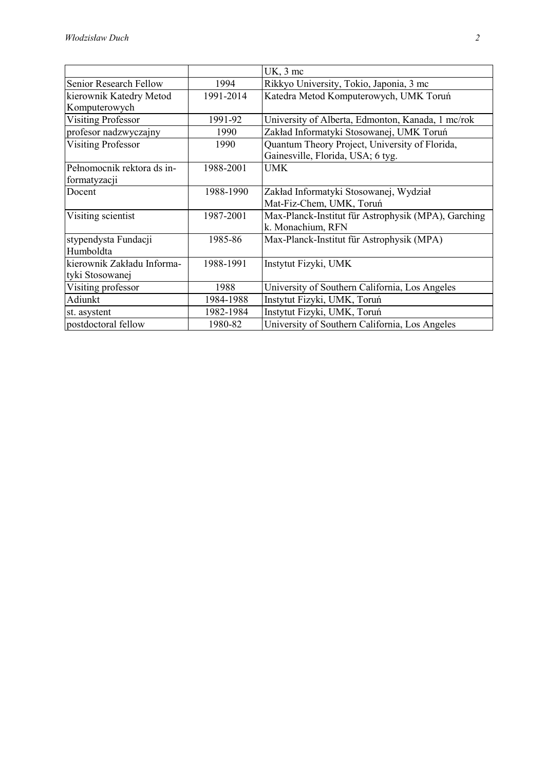| | | UK, 3 mc |
|---|---|---|
| Senior Research Fellow | 1994 | Rikkyo University, Tokio, Japonia, 3 mc |
| kierownik Katedry Metod Komputerowych | 1991-2014 | Katedra Metod Komputerowych, UMK Toruń |
| Visiting Professor | 1991-92 | University of Alberta, Edmonton, Kanada, 1 mc/rok |
| profesor nadzwyczajny | 1990 | Zakład Informatyki Stosowanej, UMK Toruń |
| Visiting Professor | 1990 | Quantum Theory Project, University of Florida, Gainesville, Florida, USA; 6 tyg. |
| Pełnomocnik rektora ds informatyzacji | 1988-2001 | UMK |
| Docent | 1988-1990 | Zakład Informatyki Stosowanej, Wydział Mat-Fiz-Chem, UMK, Toruń |
| Visiting scientist | 1987-2001 | Max-Planck-Institut für Astrophysik (MPA), Garching k. Monachium, RFN |
| stypendysta Fundacji Humboldta | 1985-86 | Max-Planck-Institut für Astrophysik (MPA) |
| kierownik Zakładu Informatyki Stosowanej | 1988-1991 | Instytut Fizyki, UMK |
| Visiting professor | 1988 | University of Southern California, Los Angeles |
| Adiunkt | 1984-1988 | Instytut Fizyki, UMK, Toruń |
| st. asystent | 1982-1984 | Instytut Fizyki, UMK, Toruń |
| postdoctoral fellow | 1980-82 | University of Southern California, Los Angeles |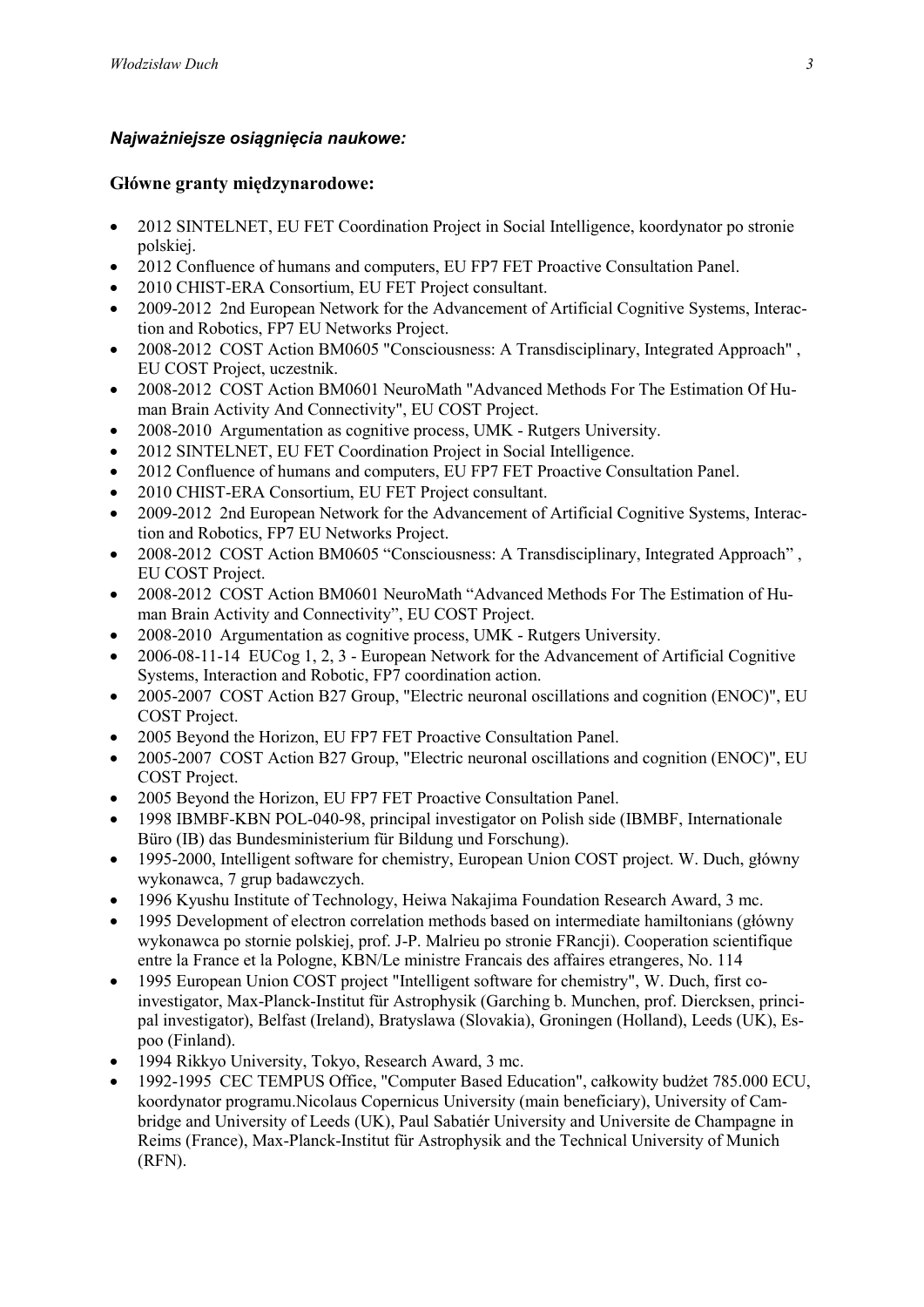***Najważniejsze osiągnięcia naukowe:***

## Główne granty międzynarodowe:

- 2012 SINTELNET, EU FET Coordination Project in Social Intelligence, koordynator po stronie polskiej.
- 2012 Confluence of humans and computers, EU FP7 FET Proactive Consultation Panel.
- 2010 CHIST-ERA Consortium, EU FET Project consultant.
- 2009-2012 2nd European Network for the Advancement of Artificial Cognitive Systems, Interaction and Robotics, FP7 EU Networks Project.
- 2008-2012 COST Action BM0605 "Consciousness: A Transdisciplinary, Integrated Approach" , EU COST Project, uczestnik.
- 2008-2012 COST Action BM0601 NeuroMath "Advanced Methods For The Estimation Of Human Brain Activity And Connectivity", EU COST Project.
- 2008-2010 Argumentation as cognitive process, UMK - Rutgers University.
- 2012 SINTELNET, EU FET Coordination Project in Social Intelligence.
- 2012 Confluence of humans and computers, EU FP7 FET Proactive Consultation Panel.
- 2010 CHIST-ERA Consortium, EU FET Project consultant.
- 2009-2012 2nd European Network for the Advancement of Artificial Cognitive Systems, Interaction and Robotics, FP7 EU Networks Project.
- 2008-2012 COST Action BM0605 "Consciousness: A Transdisciplinary, Integrated Approach" , EU COST Project.
- 2008-2012 COST Action BM0601 NeuroMath "Advanced Methods For The Estimation of Human Brain Activity and Connectivity", EU COST Project.
- 2008-2010 Argumentation as cognitive process, UMK - Rutgers University.
- 2006-08-11-14 EUCog 1, 2, 3 - European Network for the Advancement of Artificial Cognitive Systems, Interaction and Robotic, FP7 coordination action.
- 2005-2007 COST Action B27 Group, "Electric neuronal oscillations and cognition (ENOC)", EU COST Project.
- 2005 Beyond the Horizon, EU FP7 FET Proactive Consultation Panel.
- 2005-2007 COST Action B27 Group, "Electric neuronal oscillations and cognition (ENOC)", EU COST Project.
- 2005 Beyond the Horizon, EU FP7 FET Proactive Consultation Panel.
- 1998 IBMBF-KBN POL-040-98, principal investigator on Polish side (IBMBF, Internationale Büro (IB) das Bundesministerium für Bildung und Forschung).
- 1995-2000, Intelligent software for chemistry, European Union COST project. W. Duch, główny wykonawca, 7 grup badawczych.
- 1996 Kyushu Institute of Technology, Heiwa Nakajima Foundation Research Award, 3 mc.
- 1995 Development of electron correlation methods based on intermediate hamiltonians (główny wykonawca po stornie polskiej, prof. J-P. Malrieu po stronie FRancji). Cooperation scientifique entre la France et la Pologne, KBN/Le ministre Francais des affaires etrangeres, No. 114
- 1995 European Union COST project "Intelligent software for chemistry", W. Duch, first co-investigator, Max-Planck-Institut für Astrophysik (Garching b. Munchen, prof. Diercksen, principal investigator), Belfast (Ireland), Bratyslawa (Slovakia), Groningen (Holland), Leeds (UK), Espoo (Finland).
- 1994 Rikkyo University, Tokyo, Research Award, 3 mc.
- 1992-1995 CEC TEMPUS Office, "Computer Based Education", całkowity budżet 785.000 ECU, koordynator programu.Nicolaus Copernicus University (main beneficiary), University of Cambridge and University of Leeds (UK), Paul Sabatiér University and Universite de Champagne in Reims (France), Max-Planck-Institut für Astrophysik and the Technical University of Munich (RFN).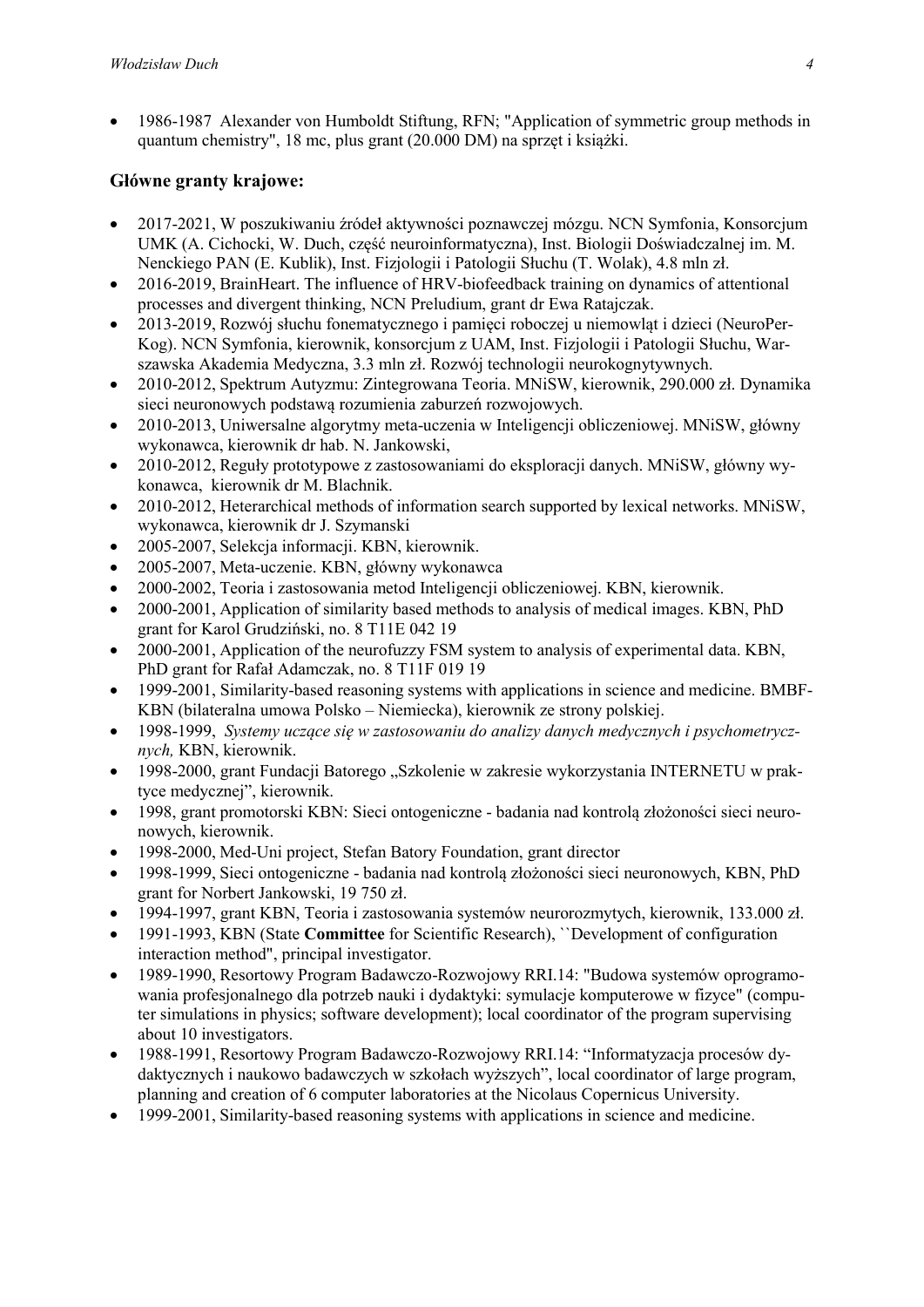- 1986-1987 Alexander von Humboldt Stiftung, RFN; "Application of symmetric group methods in quantum chemistry", 18 mc, plus grant (20.000 DM) na sprzęt i książki.

## Główne granty krajowe:

- 2017-2021, W poszukiwaniu źródeł aktywności poznawczej mózgu. NCN Symfonia, Konsorcjum UMK (A. Cichocki, W. Duch, część neuroinformatyczna), Inst. Biologii Doświadczalnej im. M. Nenckiego PAN (E. Kublik), Inst. Fizjologii i Patologii Słuchu (T. Wolak), 4.8 mln zł.
- 2016-2019, BrainHeart. The influence of HRV-biofeedback training on dynamics of attentional processes and divergent thinking, NCN Preludium, grant dr Ewa Ratajczak.
- 2013-2019, Rozwój słuchu fonematycznego i pamięci roboczej u niemowląt i dzieci (NeuroPerKog). NCN Symfonia, kierownik, konsorcjum z UAM, Inst. Fizjologii i Patologii Słuchu, Warszawska Akademia Medyczna, 3.3 mln zł. Rozwój technologii neurokognitywnych.
- 2010-2012, Spektrum Autyzmu: Zintegrowana Teoria. MNiSW, kierownik, 290.000 zł. Dynamika sieci neuronowych podstawą rozumienia zaburzeń rozwojowych.
- 2010-2013, Uniwersalne algorytmy meta-uczenia w Inteligencji obliczeniowej. MNiSW, główny wykonawca, kierownik dr hab. N. Jankowski,
- 2010-2012, Reguły prototypowe z zastosowaniami do eksploracji danych. MNiSW, główny wykonawca, kierownik dr M. Blachnik.
- 2010-2012, Heterarchical methods of information search supported by lexical networks. MNiSW, wykonawca, kierownik dr J. Szymanski
- 2005-2007, Selekcja informacji. KBN, kierownik.
- 2005-2007, Meta-uczenie. KBN, główny wykonawca
- 2000-2002, Teoria i zastosowania metod Inteligencji obliczeniowej. KBN, kierownik.
- 2000-2001, Application of similarity based methods to analysis of medical images. KBN, PhD grant for Karol Grudziński, no. 8 T11E 042 19
- 2000-2001, Application of the neurofuzzy FSM system to analysis of experimental data. KBN, PhD grant for Rafał Adamczak, no. 8 T11F 019 19
- 1999-2001, Similarity-based reasoning systems with applications in science and medicine. BMBF-KBN (bilateralna umowa Polsko – Niemiecka), kierownik ze strony polskiej.
- 1998-1999, *Systemy uczące się w zastosowaniu do analizy danych medycznych i psychometrycznych,* KBN, kierownik.
- 1998-2000, grant Fundacji Batorego „Szkolenie w zakresie wykorzystania INTERNETU w praktyce medycznej", kierownik.
- 1998, grant promotorski KBN: Sieci ontogeniczne - badania nad kontrolą złożoności sieci neuronowych, kierownik.
- 1998-2000, Med-Uni project, Stefan Batory Foundation, grant director
- 1998-1999, Sieci ontogeniczne - badania nad kontrolą złożoności sieci neuronowych, KBN, PhD grant for Norbert Jankowski, 19 750 zł.
- 1994-1997, grant KBN, Teoria i zastosowania systemów neurorozmytych, kierownik, 133.000 zł.
- 1991-1993, KBN (State **Committee** for Scientific Research), ``Development of configuration interaction method", principal investigator.
- 1989-1990, Resortowy Program Badawczo-Rozwojowy RRI.14: "Budowa systemów oprogramowania profesjonalnego dla potrzeb nauki i dydaktyki: symulacje komputerowe w fizyce" (computer simulations in physics; software development); local coordinator of the program supervising about 10 investigators.
- 1988-1991, Resortowy Program Badawczo-Rozwojowy RRI.14: "Informatyzacja procesów dydaktycznych i naukowo badawczych w szkołach wyższych", local coordinator of large program, planning and creation of 6 computer laboratories at the Nicolaus Copernicus University.
- 1999-2001, Similarity-based reasoning systems with applications in science and medicine.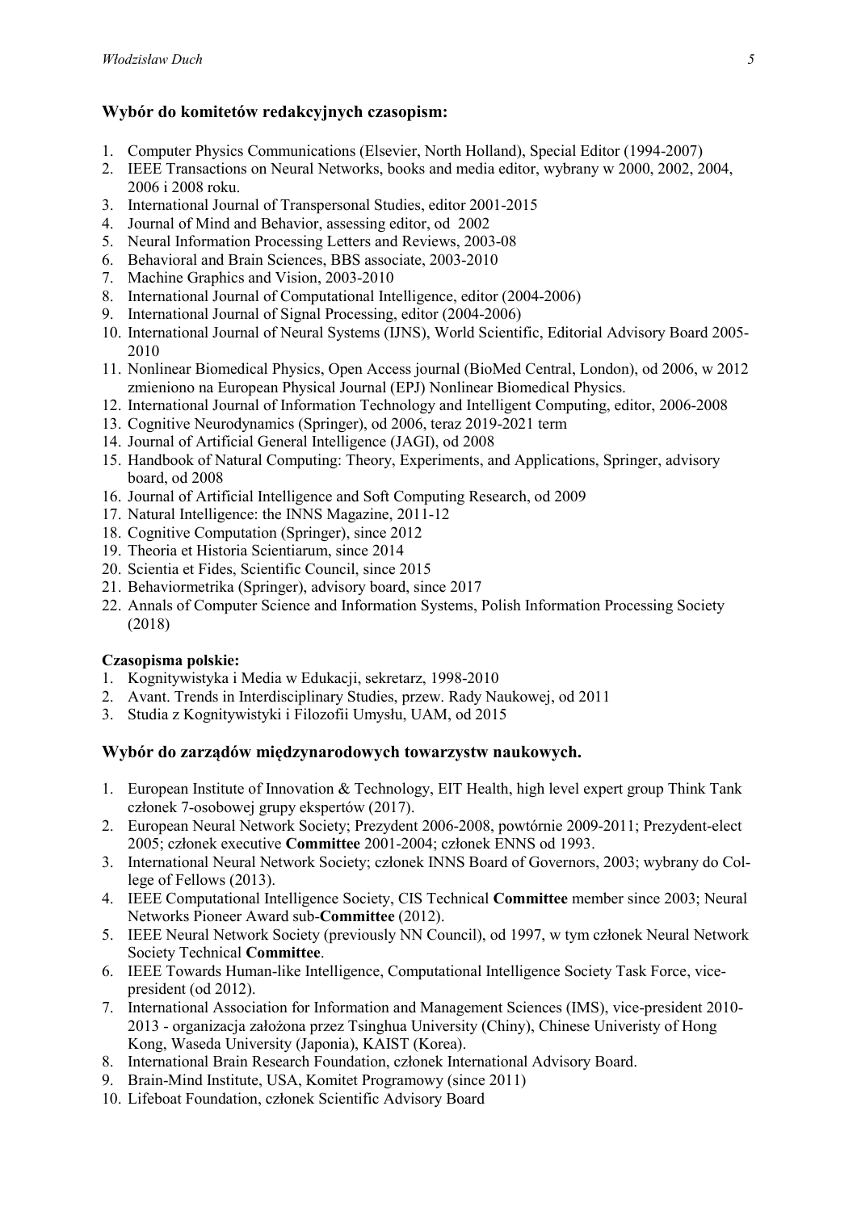### Wybór do komitetów redakcyjnych czasopism:

1. Computer Physics Communications (Elsevier, North Holland), Special Editor (1994-2007)
2. IEEE Transactions on Neural Networks, books and media editor, wybrany w 2000, 2002, 2004, 2006 i 2008 roku.
3. International Journal of Transpersonal Studies, editor 2001-2015
4. Journal of Mind and Behavior, assessing editor, od 2002
5. Neural Information Processing Letters and Reviews, 2003-08
6. Behavioral and Brain Sciences, BBS associate, 2003-2010
7. Machine Graphics and Vision, 2003-2010
8. International Journal of Computational Intelligence, editor (2004-2006)
9. International Journal of Signal Processing, editor (2004-2006)
10. International Journal of Neural Systems (IJNS), World Scientific, Editorial Advisory Board 2005-2010
11. Nonlinear Biomedical Physics, Open Access journal (BioMed Central, London), od 2006, w 2012 zmieniono na European Physical Journal (EPJ) Nonlinear Biomedical Physics.
12. International Journal of Information Technology and Intelligent Computing, editor, 2006-2008
13. Cognitive Neurodynamics (Springer), od 2006, teraz 2019-2021 term
14. Journal of Artificial General Intelligence (JAGI), od 2008
15. Handbook of Natural Computing: Theory, Experiments, and Applications, Springer, advisory board, od 2008
16. Journal of Artificial Intelligence and Soft Computing Research, od 2009
17. Natural Intelligence: the INNS Magazine, 2011-12
18. Cognitive Computation (Springer), since 2012
19. Theoria et Historia Scientiarum, since 2014
20. Scientia et Fides, Scientific Council, since 2015
21. Behaviormetrika (Springer), advisory board, since 2017
22. Annals of Computer Science and Information Systems, Polish Information Processing Society (2018)

**Czasopisma polskie:**

1. Kognitywistyka i Media w Edukacji, sekretarz, 1998-2010
2. Avant. Trends in Interdisciplinary Studies, przew. Rady Naukowej, od 2011
3. Studia z Kognitywistyki i Filozofii Umysłu, UAM, od 2015

### Wybór do zarządów międzynarodowych towarzystw naukowych.

1. European Institute of Innovation & Technology, EIT Health, high level expert group Think Tank członek 7-osobowej grupy ekspertów (2017).
2. European Neural Network Society; Prezydent 2006-2008, powtórnie 2009-2011; Prezydent-elect 2005; członek executive **Committee** 2001-2004; członek ENNS od 1993.
3. International Neural Network Society; członek INNS Board of Governors, 2003; wybrany do College of Fellows (2013).
4. IEEE Computational Intelligence Society, CIS Technical **Committee** member since 2003; Neural Networks Pioneer Award sub-**Committee** (2012).
5. IEEE Neural Network Society (previously NN Council), od 1997, w tym członek Neural Network Society Technical **Committee**.
6. IEEE Towards Human-like Intelligence, Computational Intelligence Society Task Force, vice-president (od 2012).
7. International Association for Information and Management Sciences (IMS), vice-president 2010-2013 - organizacja założona przez Tsinghua University (Chiny), Chinese Univeristy of Hong Kong, Waseda University (Japonia), KAIST (Korea).
8. International Brain Research Foundation, członek International Advisory Board.
9. Brain-Mind Institute, USA, Komitet Programowy (since 2011)
10. Lifeboat Foundation, członek Scientific Advisory Board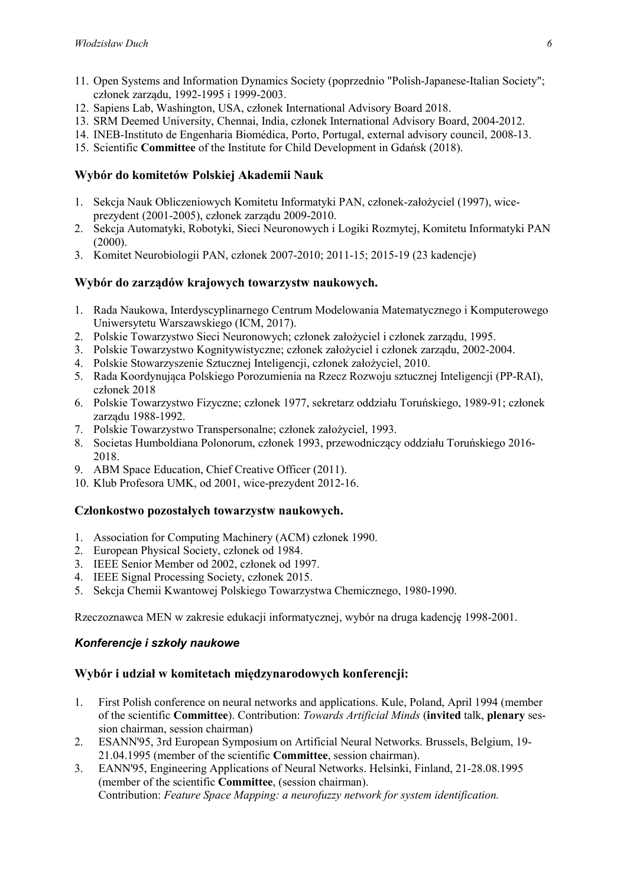11. Open Systems and Information Dynamics Society (poprzednio "Polish-Japanese-Italian Society"; członek zarządu, 1992-1995 i 1999-2003.
12. Sapiens Lab, Washington, USA, członek International Advisory Board 2018.
13. SRM Deemed University, Chennai, India, członek International Advisory Board, 2004-2012.
14. INEB-Instituto de Engenharia Biomédica, Porto, Portugal, external advisory council, 2008-13.
15. Scientific **Committee** of the Institute for Child Development in Gdańsk (2018).

### Wybór do komitetów Polskiej Akademii Nauk

1. Sekcja Nauk Obliczeniowych Komitetu Informatyki PAN, członek-założyciel (1997), wice-prezydent (2001-2005), członek zarządu 2009-2010.
2. Sekcja Automatyki, Robotyki, Sieci Neuronowych i Logiki Rozmytej, Komitetu Informatyki PAN (2000).
3. Komitet Neurobiologii PAN, członek 2007-2010; 2011-15; 2015-19 (23 kadencje)

### Wybór do zarządów krajowych towarzystw naukowych.

1. Rada Naukowa, Interdyscyplinarnego Centrum Modelowania Matematycznego i Komputerowego Uniwersytetu Warszawskiego (ICM, 2017).
2. Polskie Towarzystwo Sieci Neuronowych; członek założyciel i członek zarządu, 1995.
3. Polskie Towarzystwo Kognitywistyczne; członek założyciel i członek zarządu, 2002-2004.
4. Polskie Stowarzyszenie Sztucznej Inteligencji, członek założyciel, 2010.
5. Rada Koordynująca Polskiego Porozumienia na Rzecz Rozwoju sztucznej Inteligencji (PP-RAI), członek 2018
6. Polskie Towarzystwo Fizyczne; członek 1977, sekretarz oddziału Toruńskiego, 1989-91; członek zarządu 1988-1992.
7. Polskie Towarzystwo Transpersonalne; członek założyciel, 1993.
8. Societas Humboldiana Polonorum, członek 1993, przewodniczący oddziału Toruńskiego 2016-2018.
9. ABM Space Education, Chief Creative Officer (2011).
10. Klub Profesora UMK, od 2001, wice-prezydent 2012-16.

### Członkostwo pozostałych towarzystw naukowych.

1. Association for Computing Machinery (ACM) członek 1990.
2. European Physical Society, członek od 1984.
3. IEEE Senior Member od 2002, członek od 1997.
4. IEEE Signal Processing Society, członek 2015.
5. Sekcja Chemii Kwantowej Polskiego Towarzystwa Chemicznego, 1980-1990.

Rzeczoznawca MEN w zakresie edukacji informatycznej, wybór na druga kadencję 1998-2001.

## *Konferencje i szkoły naukowe*

### Wybór i udział w komitetach międzynarodowych konferencji:

1. First Polish conference on neural networks and applications. Kule, Poland, April 1994 (member of the scientific **Committee**). Contribution: *Towards Artificial Minds* (**invited** talk, **plenary** session chairman, session chairman)
2. ESANN'95, 3rd European Symposium on Artificial Neural Networks. Brussels, Belgium, 19-21.04.1995 (member of the scientific **Committee**, session chairman).
3. EANN'95, Engineering Applications of Neural Networks. Helsinki, Finland, 21-28.08.1995 (member of the scientific **Committee**, (session chairman).
   Contribution: *Feature Space Mapping: a neurofuzzy network for system identification.*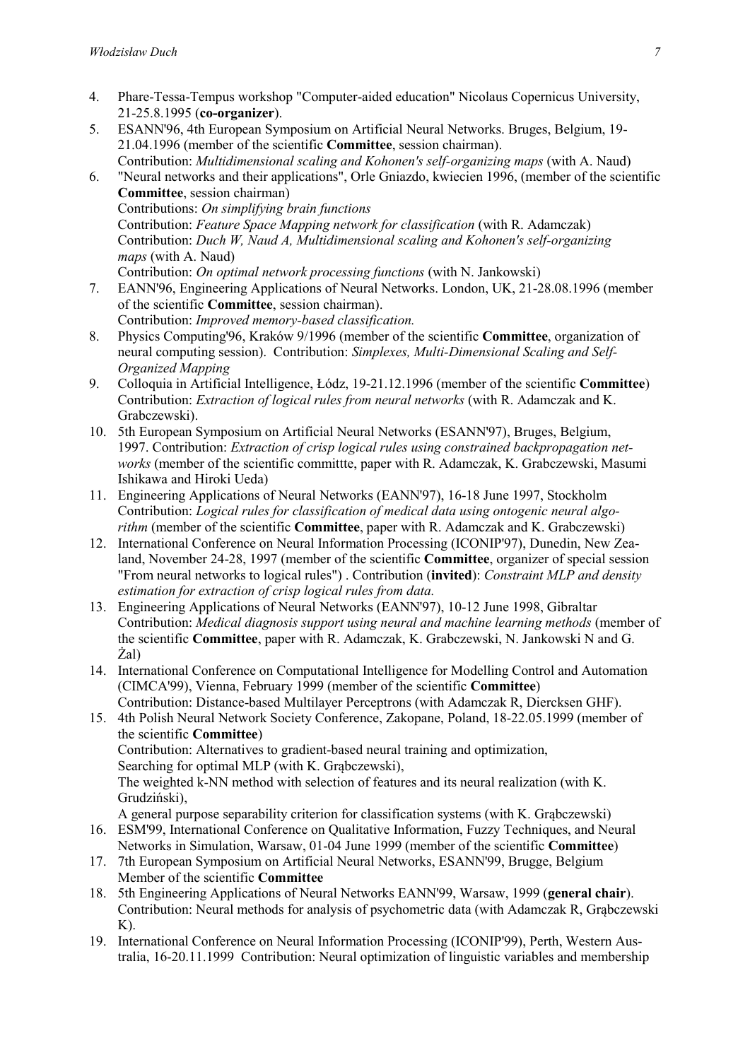4. Phare-Tessa-Tempus workshop "Computer-aided education" Nicolaus Copernicus University, 21-25.8.1995 (**co-organizer**).
5. ESANN'96, 4th European Symposium on Artificial Neural Networks. Bruges, Belgium, 19-21.04.1996 (member of the scientific **Committee**, session chairman).
   Contribution: *Multidimensional scaling and Kohonen's self-organizing maps* (with A. Naud)
6. "Neural networks and their applications", Orle Gniazdo, kwiecien 1996, (member of the scientific **Committee**, session chairman)
   Contributions: *On simplifying brain functions*
   Contribution: *Feature Space Mapping network for classification* (with R. Adamczak)
   Contribution: *Duch W, Naud A, Multidimensional scaling and Kohonen's self-organizing maps* (with A. Naud)
   Contribution: *On optimal network processing functions* (with N. Jankowski)
7. EANN'96, Engineering Applications of Neural Networks. London, UK, 21-28.08.1996 (member of the scientific **Committee**, session chairman).
   Contribution: *Improved memory-based classification.*
8. Physics Computing'96, Kraków 9/1996 (member of the scientific **Committee**, organization of neural computing session). Contribution: *Simplexes, Multi-Dimensional Scaling and Self-Organized Mapping*
9. Colloquia in Artificial Intelligence, Łódz, 19-21.12.1996 (member of the scientific **Committee**) Contribution: *Extraction of logical rules from neural networks* (with R. Adamczak and K. Grabczewski).
10. 5th European Symposium on Artificial Neural Networks (ESANN'97), Bruges, Belgium, 1997. Contribution: *Extraction of crisp logical rules using constrained backpropagation networks* (member of the scientific committte, paper with R. Adamczak, K. Grabczewski, Masumi Ishikawa and Hiroki Ueda)
11. Engineering Applications of Neural Networks (EANN'97), 16-18 June 1997, Stockholm Contribution: *Logical rules for classification of medical data using ontogenic neural algorithm* (member of the scientific **Committee**, paper with R. Adamczak and K. Grabczewski)
12. International Conference on Neural Information Processing (ICONIP'97), Dunedin, New Zealand, November 24-28, 1997 (member of the scientific **Committee**, organizer of special session "From neural networks to logical rules") . Contribution (**invited**): *Constraint MLP and density estimation for extraction of crisp logical rules from data.*
13. Engineering Applications of Neural Networks (EANN'97), 10-12 June 1998, Gibraltar Contribution: *Medical diagnosis support using neural and machine learning methods* (member of the scientific **Committee**, paper with R. Adamczak, K. Grabczewski, N. Jankowski N and G. Żal)
14. International Conference on Computational Intelligence for Modelling Control and Automation (CIMCA'99), Vienna, February 1999 (member of the scientific **Committee**)
    Contribution: Distance-based Multilayer Perceptrons (with Adamczak R, Diercksen GHF).
15. 4th Polish Neural Network Society Conference, Zakopane, Poland, 18-22.05.1999 (member of the scientific **Committee**)
    Contribution: Alternatives to gradient-based neural training and optimization,
    Searching for optimal MLP (with K. Grąbczewski),
    The weighted k-NN method with selection of features and its neural realization (with K. Grudziński),
    A general purpose separability criterion for classification systems (with K. Grąbczewski)
16. ESM'99, International Conference on Qualitative Information, Fuzzy Techniques, and Neural Networks in Simulation, Warsaw, 01-04 June 1999 (member of the scientific **Committee**)
17. 7th European Symposium on Artificial Neural Networks, ESANN'99, Brugge, Belgium
    Member of the scientific **Committee**
18. 5th Engineering Applications of Neural Networks EANN'99, Warsaw, 1999 (**general chair**).
    Contribution: Neural methods for analysis of psychometric data (with Adamczak R, Grąbczewski K).
19. International Conference on Neural Information Processing (ICONIP'99), Perth, Western Australia, 16-20.11.1999 Contribution: Neural optimization of linguistic variables and membership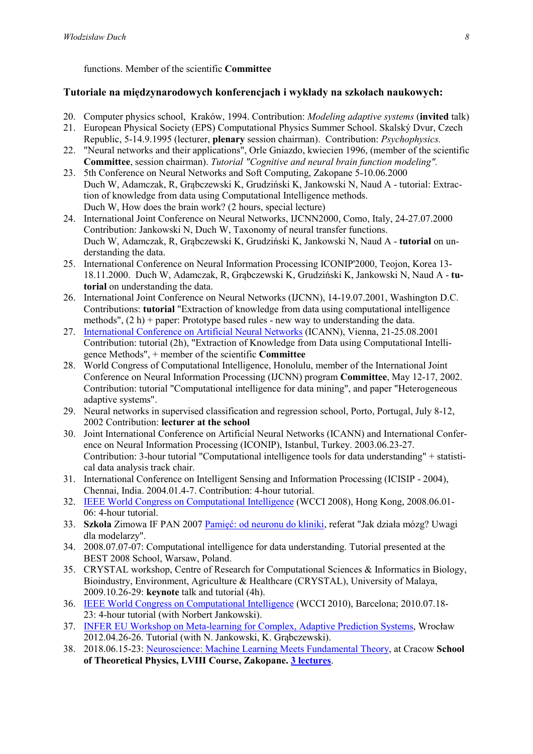functions. Member of the scientific **Committee**

## Tutoriale na międzynarodowych konferencjach i wykłady na szkołach naukowych:

20. Computer physics school, Kraków, 1994. Contribution: *Modeling adaptive systems* (**invited** talk)
21. European Physical Society (EPS) Computational Physics Summer School. Skalský Dvur, Czech Republic, 5-14.9.1995 (lecturer, **plenary** session chairman). Contribution: *Psychophysics.*
22. "Neural networks and their applications", Orle Gniazdo, kwiecien 1996, (member of the scientific **Committee**, session chairman). *Tutorial "Cognitive and neural brain function modeling".*
23. 5th Conference on Neural Networks and Soft Computing, Zakopane 5-10.06.2000
    Duch W, Adamczak, R, Grąbczewski K, Grudziński K, Jankowski N, Naud A - tutorial: Extraction of knowledge from data using Computational Intelligence methods.
    Duch W, How does the brain work? (2 hours, special lecture)
24. International Joint Conference on Neural Networks, IJCNN2000, Como, Italy, 24-27.07.2000
    Contribution: Jankowski N, Duch W, Taxonomy of neural transfer functions.
    Duch W, Adamczak, R, Grąbczewski K, Grudziński K, Jankowski N, Naud A - **tutorial** on understanding the data.
25. International Conference on Neural Information Processing ICONIP'2000, Teojon, Korea 13-18.11.2000. Duch W, Adamczak, R, Grąbczewski K, Grudziński K, Jankowski N, Naud A - **tutorial** on understanding the data.
26. International Joint Conference on Neural Networks (IJCNN), 14-19.07.2001, Washington D.C. Contributions: **tutorial** "Extraction of knowledge from data using computational intelligence methods", (2 h) + paper: Prototype based rules - new way to understanding the data.
27. International Conference on Artificial Neural Networks (ICANN), Vienna, 21-25.08.2001 Contribution: tutorial (2h), "Extraction of Knowledge from Data using Computational Intelligence Methods", + member of the scientific **Committee**
28. World Congress of Computational Intelligence, Honolulu, member of the International Joint Conference on Neural Information Processing (IJCNN) program **Committee**, May 12-17, 2002. Contribution: tutorial "Computational intelligence for data mining", and paper "Heterogeneous adaptive systems".
29. Neural networks in supervised classification and regression school, Porto, Portugal, July 8-12, 2002 Contribution: **lecturer at the school**
30. Joint International Conference on Artificial Neural Networks (ICANN) and International Conference on Neural Information Processing (ICONIP), Istanbul, Turkey. 2003.06.23-27. Contribution: 3-hour tutorial "Computational intelligence tools for data understanding" + statistical data analysis track chair.
31. International Conference on Intelligent Sensing and Information Processing (ICISIP - 2004), Chennai, India. 2004.01.4-7. Contribution: 4-hour tutorial.
32. IEEE World Congress on Computational Intelligence (WCCI 2008), Hong Kong, 2008.06.01-06: 4-hour tutorial.
33. **Szkola** Zimowa IF PAN 2007 Pamięć: od neuronu do kliniki, referat "Jak działa mózg? Uwagi dla modelarzy".
34. 2008.07.07-07: Computational intelligence for data understanding. Tutorial presented at the BEST 2008 School, Warsaw, Poland.
35. CRYSTAL workshop, Centre of Research for Computational Sciences & Informatics in Biology, Bioindustry, Environment, Agriculture & Healthcare (CRYSTAL), University of Malaya, 2009.10.26-29: **keynote** talk and tutorial (4h).
36. IEEE World Congress on Computational Intelligence (WCCI 2010), Barcelona; 2010.07.18-23: 4-hour tutorial (with Norbert Jankowski).
37. INFER EU Workshop on Meta-learning for Complex, Adaptive Prediction Systems, Wrocław 2012.04.26-26. Tutorial (with N. Jankowski, K. Grąbczewski).
38. 2018.06.15-23: Neuroscience: Machine Learning Meets Fundamental Theory, at Cracow **School of Theoretical Physics, LVIII Course, Zakopane. 3 lectures**.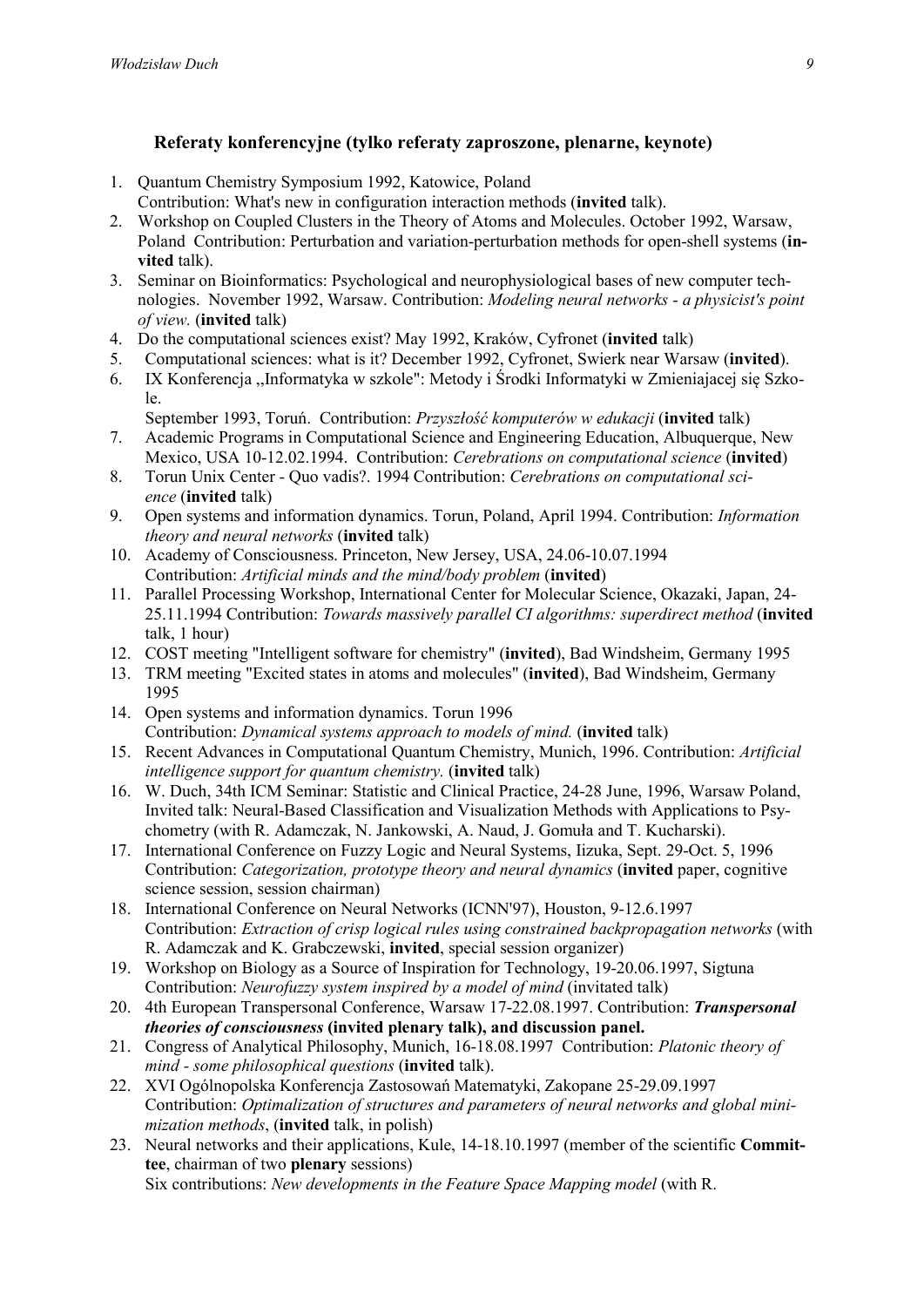### Referaty konferencyjne (tylko referaty zaproszone, plenarne, keynote)

1. Quantum Chemistry Symposium 1992, Katowice, Poland
   Contribution: What's new in configuration interaction methods (**invited** talk).
2. Workshop on Coupled Clusters in the Theory of Atoms and Molecules. October 1992, Warsaw, Poland Contribution: Perturbation and variation-perturbation methods for open-shell systems (**invited** talk).
3. Seminar on Bioinformatics: Psychological and neurophysiological bases of new computer technologies. November 1992, Warsaw. Contribution: *Modeling neural networks - a physicist's point of view.* (**invited** talk)
4. Do the computational sciences exist? May 1992, Kraków, Cyfronet (**invited** talk)
5. Computational sciences: what is it? December 1992, Cyfronet, Swierk near Warsaw (**invited**).
6. IX Konferencja ,,Informatyka w szkole": Metody i Środki Informatyki w Zmieniajacej się Szkole.
   September 1993, Toruń. Contribution: *Przyszłość komputerów w edukacji* (**invited** talk)
7. Academic Programs in Computational Science and Engineering Education, Albuquerque, New Mexico, USA 10-12.02.1994. Contribution: *Cerebrations on computational science* (**invited**)
8. Torun Unix Center - Quo vadis?. 1994 Contribution: *Cerebrations on computational science* (**invited** talk)
9. Open systems and information dynamics. Torun, Poland, April 1994. Contribution: *Information theory and neural networks* (**invited** talk)
10. Academy of Consciousness. Princeton, New Jersey, USA, 24.06-10.07.1994
    Contribution: *Artificial minds and the mind/body problem* (**invited**)
11. Parallel Processing Workshop, International Center for Molecular Science, Okazaki, Japan, 24-25.11.1994 Contribution: *Towards massively parallel CI algorithms: superdirect method* (**invited** talk, 1 hour)
12. COST meeting "Intelligent software for chemistry" (**invited**), Bad Windsheim, Germany 1995
13. TRM meeting "Excited states in atoms and molecules" (**invited**), Bad Windsheim, Germany 1995
14. Open systems and information dynamics. Torun 1996
    Contribution: *Dynamical systems approach to models of mind.* (**invited** talk)
15. Recent Advances in Computational Quantum Chemistry, Munich, 1996. Contribution: *Artificial intelligence support for quantum chemistry.* (**invited** talk)
16. W. Duch, 34th ICM Seminar: Statistic and Clinical Practice, 24-28 June, 1996, Warsaw Poland, Invited talk: Neural-Based Classification and Visualization Methods with Applications to Psychometry (with R. Adamczak, N. Jankowski, A. Naud, J. Gomuła and T. Kucharski).
17. International Conference on Fuzzy Logic and Neural Systems, Iizuka, Sept. 29-Oct. 5, 1996
    Contribution: *Categorization, prototype theory and neural dynamics* (**invited** paper, cognitive science session, session chairman)
18. International Conference on Neural Networks (ICNN'97), Houston, 9-12.6.1997
    Contribution: *Extraction of crisp logical rules using constrained backpropagation networks* (with R. Adamczak and K. Grabczewski, **invited**, special session organizer)
19. Workshop on Biology as a Source of Inspiration for Technology, 19-20.06.1997, Sigtuna
    Contribution: *Neurofuzzy system inspired by a model of mind* (invitated talk)
20. 4th European Transpersonal Conference, Warsaw 17-22.08.1997. Contribution: ***Transpersonal theories of consciousness*** **(invited plenary talk), and discussion panel.**
21. Congress of Analytical Philosophy, Munich, 16-18.08.1997 Contribution: *Platonic theory of mind - some philosophical questions* (**invited** talk).
22. XVI Ogólnopolska Konferencja Zastosowań Matematyki, Zakopane 25-29.09.1997
    Contribution: *Optimalization of structures and parameters of neural networks and global minimization methods*, (**invited** talk, in polish)
23. Neural networks and their applications, Kule, 14-18.10.1997 (member of the scientific **Committee**, chairman of two **plenary** sessions)
    Six contributions: *New developments in the Feature Space Mapping model* (with R.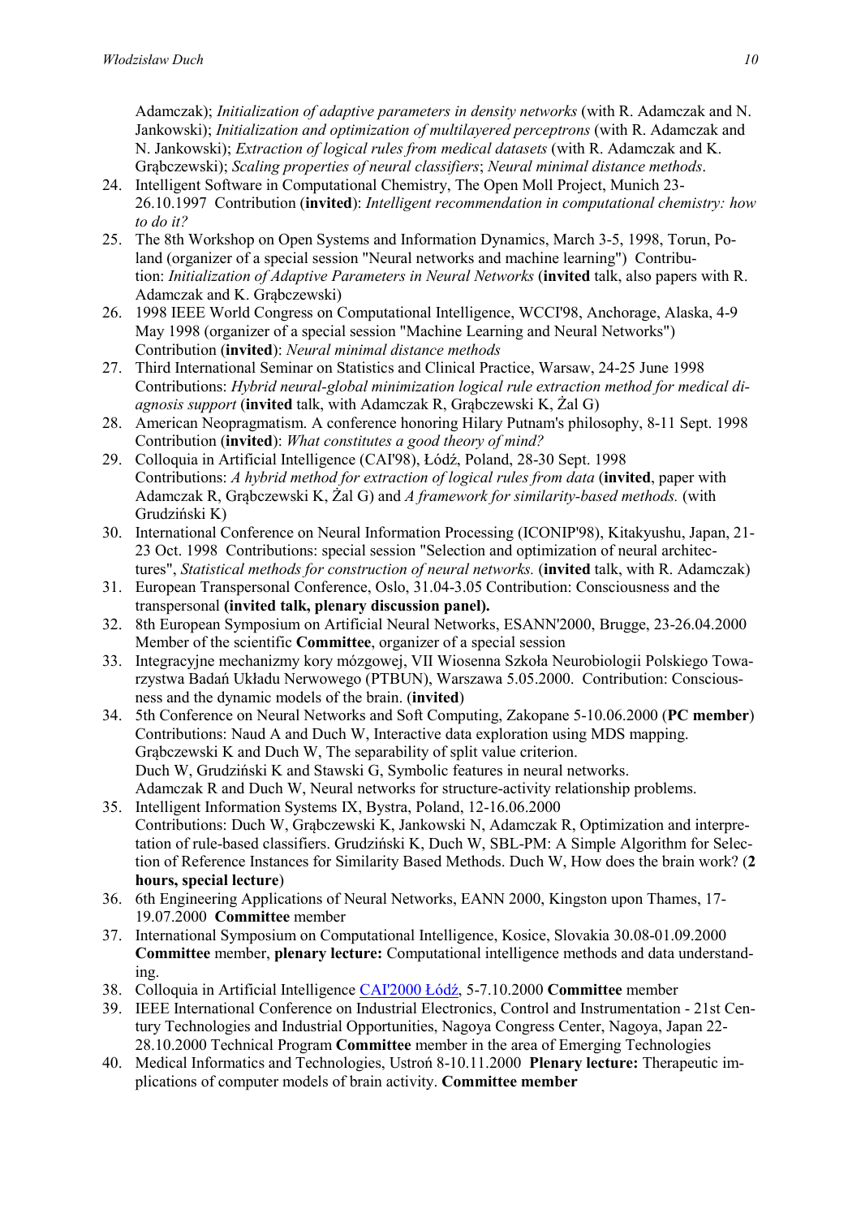Adamczak); *Initialization of adaptive parameters in density networks* (with R. Adamczak and N. Jankowski); *Initialization and optimization of multilayered perceptrons* (with R. Adamczak and N. Jankowski); *Extraction of logical rules from medical datasets* (with R. Adamczak and K. Grąbczewski); *Scaling properties of neural classifiers*; *Neural minimal distance methods*.

24. Intelligent Software in Computational Chemistry, The Open Moll Project, Munich 23-26.10.1997 Contribution (**invited**): *Intelligent recommendation in computational chemistry: how to do it?*
25. The 8th Workshop on Open Systems and Information Dynamics, March 3-5, 1998, Torun, Poland (organizer of a special session "Neural networks and machine learning") Contribution: *Initialization of Adaptive Parameters in Neural Networks* (**invited** talk, also papers with R. Adamczak and K. Grąbczewski)
26. 1998 IEEE World Congress on Computational Intelligence, WCCI'98, Anchorage, Alaska, 4-9 May 1998 (organizer of a special session "Machine Learning and Neural Networks") Contribution (**invited**): *Neural minimal distance methods*
27. Third International Seminar on Statistics and Clinical Practice, Warsaw, 24-25 June 1998 Contributions: *Hybrid neural-global minimization logical rule extraction method for medical diagnosis support* (**invited** talk, with Adamczak R, Grąbczewski K, Żal G)
28. American Neopragmatism. A conference honoring Hilary Putnam's philosophy, 8-11 Sept. 1998 Contribution (**invited**): *What constitutes a good theory of mind?*
29. Colloquia in Artificial Intelligence (CAI'98), Łódź, Poland, 28-30 Sept. 1998 Contributions: *A hybrid method for extraction of logical rules from data* (**invited**, paper with Adamczak R, Grąbczewski K, Żal G) and *A framework for similarity-based methods.* (with Grudziński K)
30. International Conference on Neural Information Processing (ICONIP'98), Kitakyushu, Japan, 21-23 Oct. 1998 Contributions: special session "Selection and optimization of neural architectures", *Statistical methods for construction of neural networks.* (**invited** talk, with R. Adamczak)
31. European Transpersonal Conference, Oslo, 31.04-3.05 Contribution: Consciousness and the transpersonal **(invited talk, plenary discussion panel).**
32. 8th European Symposium on Artificial Neural Networks, ESANN'2000, Brugge, 23-26.04.2000 Member of the scientific **Committee**, organizer of a special session
33. Integracyjne mechanizmy kory mózgowej, VII Wiosenna Szkoła Neurobiologii Polskiego Towarzystwa Badań Układu Nerwowego (PTBUN), Warszawa 5.05.2000. Contribution: Consciousness and the dynamic models of the brain. (**invited**)
34. 5th Conference on Neural Networks and Soft Computing, Zakopane 5-10.06.2000 (**PC member**) Contributions: Naud A and Duch W, Interactive data exploration using MDS mapping. Grąbczewski K and Duch W, The separability of split value criterion. Duch W, Grudziński K and Stawski G, Symbolic features in neural networks. Adamczak R and Duch W, Neural networks for structure-activity relationship problems.
35. Intelligent Information Systems IX, Bystra, Poland, 12-16.06.2000 Contributions: Duch W, Grąbczewski K, Jankowski N, Adamczak R, Optimization and interpretation of rule-based classifers. Grudziński K, Duch W, SBL-PM: A Simple Algorithm for Selection of Reference Instances for Similarity Based Methods. Duch W, How does the brain work? (**2 hours, special lecture**)
36. 6th Engineering Applications of Neural Networks, EANN 2000, Kingston upon Thames, 17-19.07.2000 **Committee** member
37. International Symposium on Computational Intelligence, Kosice, Slovakia 30.08-01.09.2000 **Committee** member, **plenary lecture:** Computational intelligence methods and data understanding.
38. Colloquia in Artificial Intelligence CAI'2000 Łódź, 5-7.10.2000 **Committee** member
39. IEEE International Conference on Industrial Electronics, Control and Instrumentation - 21st Century Technologies and Industrial Opportunities, Nagoya Congress Center, Nagoya, Japan 22-28.10.2000 Technical Program **Committee** member in the area of Emerging Technologies
40. Medical Informatics and Technologies, Ustroń 8-10.11.2000 **Plenary lecture:** Therapeutic implications of computer models of brain activity. **Committee member**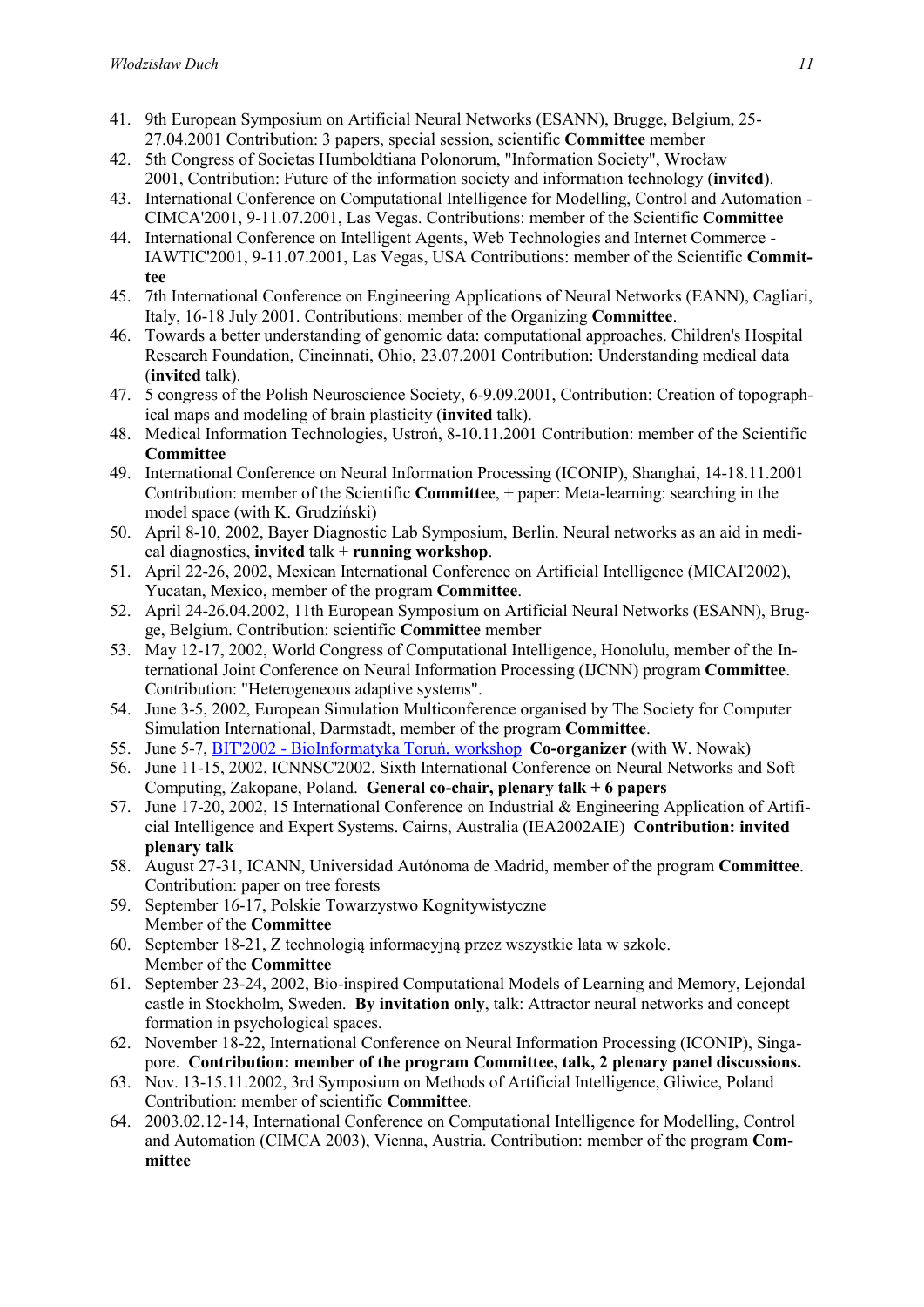41. 9th European Symposium on Artificial Neural Networks (ESANN), Brugge, Belgium, 25-27.04.2001 Contribution: 3 papers, special session, scientific **Committee** member
42. 5th Congress of Societas Humboldtiana Polonorum, "Information Society", Wrocław 2001, Contribution: Future of the information society and information technology (**invited**).
43. International Conference on Computational Intelligence for Modelling, Control and Automation - CIMCA'2001, 9-11.07.2001, Las Vegas. Contributions: member of the Scientific **Committee**
44. International Conference on Intelligent Agents, Web Technologies and Internet Commerce - IAWTIC'2001, 9-11.07.2001, Las Vegas, USA Contributions: member of the Scientific **Committee**
45. 7th International Conference on Engineering Applications of Neural Networks (EANN), Cagliari, Italy, 16-18 July 2001. Contributions: member of the Organizing **Committee**.
46. Towards a better understanding of genomic data: computational approaches. Children's Hospital Research Foundation, Cincinnati, Ohio, 23.07.2001 Contribution: Understanding medical data (**invited** talk).
47. 5 congress of the Polish Neuroscience Society, 6-9.09.2001, Contribution: Creation of topographical maps and modeling of brain plasticity (**invited** talk).
48. Medical Information Technologies, Ustroń, 8-10.11.2001 Contribution: member of the Scientific **Committee**
49. International Conference on Neural Information Processing (ICONIP), Shanghai, 14-18.11.2001 Contribution: member of the Scientific **Committee**, + paper: Meta-learning: searching in the model space (with K. Grudziński)
50. April 8-10, 2002, Bayer Diagnostic Lab Symposium, Berlin. Neural networks as an aid in medical diagnostics, **invited** talk + **running workshop**.
51. April 22-26, 2002, Mexican International Conference on Artificial Intelligence (MICAI'2002), Yucatan, Mexico, member of the program **Committee**.
52. April 24-26.04.2002, 11th European Symposium on Artificial Neural Networks (ESANN), Brugge, Belgium. Contribution: scientific **Committee** member
53. May 12-17, 2002, World Congress of Computational Intelligence, Honolulu, member of the International Joint Conference on Neural Information Processing (IJCNN) program **Committee**. Contribution: "Heterogeneous adaptive systems".
54. June 3-5, 2002, European Simulation Multiconference organised by The Society for Computer Simulation International, Darmstadt, member of the program **Committee**.
55. June 5-7, BIT'2002 - BioInformatyka Toruń, workshop **Co-organizer** (with W. Nowak)
56. June 11-15, 2002, ICNNSC'2002, Sixth International Conference on Neural Networks and Soft Computing, Zakopane, Poland. **General co-chair, plenary talk + 6 papers**
57. June 17-20, 2002, 15 International Conference on Industrial & Engineering Application of Artificial Intelligence and Expert Systems. Cairns, Australia (IEA2002AIE) **Contribution: invited plenary talk**
58. August 27-31, ICANN, Universidad Autónoma de Madrid, member of the program **Committee**. Contribution: paper on tree forests
59. September 16-17, Polskie Towarzystwo Kognitywistyczne
    Member of the **Committee**
60. September 18-21, Z technologią informacyjną przez wszystkie lata w szkole.
    Member of the **Committee**
61. September 23-24, 2002, Bio-inspired Computational Models of Learning and Memory, Lejondal castle in Stockholm, Sweden. **By invitation only**, talk: Attractor neural networks and concept formation in psychological spaces.
62. November 18-22, International Conference on Neural Information Processing (ICONIP), Singapore. **Contribution: member of the program Committee, talk, 2 plenary panel discussions.**
63. Nov. 13-15.11.2002, 3rd Symposium on Methods of Artificial Intelligence, Gliwice, Poland Contribution: member of scientific **Committee**.
64. 2003.02.12-14, International Conference on Computational Intelligence for Modelling, Control and Automation (CIMCA 2003), Vienna, Austria. Contribution: member of the program **Committee**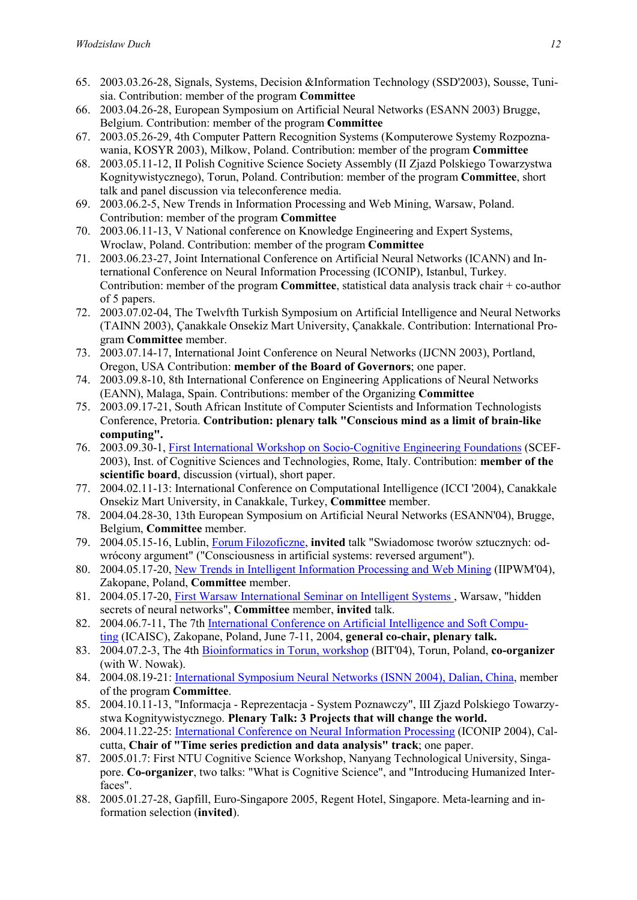65. 2003.03.26-28, Signals, Systems, Decision &Information Technology (SSD'2003), Sousse, Tunisia. Contribution: member of the program **Committee**
66. 2003.04.26-28, European Symposium on Artificial Neural Networks (ESANN 2003) Brugge, Belgium. Contribution: member of the program **Committee**
67. 2003.05.26-29, 4th Computer Pattern Recognition Systems (Komputerowe Systemy Rozpoznawania, KOSYR 2003), Milkow, Poland. Contribution: member of the program **Committee**
68. 2003.05.11-12, II Polish Cognitive Science Society Assembly (II Zjazd Polskiego Towarzystwa Kognitywistycznego), Torun, Poland. Contribution: member of the program **Committee**, short talk and panel discussion via teleconference media.
69. 2003.06.2-5, New Trends in Information Processing and Web Mining, Warsaw, Poland. Contribution: member of the program **Committee**
70. 2003.06.11-13, V National conference on Knowledge Engineering and Expert Systems, Wroclaw, Poland. Contribution: member of the program **Committee**
71. 2003.06.23-27, Joint International Conference on Artificial Neural Networks (ICANN) and International Conference on Neural Information Processing (ICONIP), Istanbul, Turkey. Contribution: member of the program **Committee**, statistical data analysis track chair + co-author of 5 papers.
72. 2003.07.02-04, The Twelvfth Turkish Symposium on Artificial Intelligence and Neural Networks (TAINN 2003), Çanakkale Onsekiz Mart University, Çanakkale. Contribution: International Program **Committee** member.
73. 2003.07.14-17, International Joint Conference on Neural Networks (IJCNN 2003), Portland, Oregon, USA Contribution: **member of the Board of Governors**; one paper.
74. 2003.09.8-10, 8th International Conference on Engineering Applications of Neural Networks (EANN), Malaga, Spain. Contributions: member of the Organizing **Committee**
75. 2003.09.17-21, South African Institute of Computer Scientists and Information Technologists Conference, Pretoria. **Contribution: plenary talk "Conscious mind as a limit of brain-like computing".**
76. 2003.09.30-1, First International Workshop on Socio-Cognitive Engineering Foundations (SCEF-2003), Inst. of Cognitive Sciences and Technologies, Rome, Italy. Contribution: **member of the scientific board**, discussion (virtual), short paper.
77. 2004.02.11-13: International Conference on Computational Intelligence (ICCI '2004), Canakkale Onsekiz Mart University, in Canakkale, Turkey, **Committee** member.
78. 2004.04.28-30, 13th European Symposium on Artificial Neural Networks (ESANN'04), Brugge, Belgium, **Committee** member.
79. 2004.05.15-16, Lublin, Forum Filozoficzne, **invited** talk "Swiadomosc tworów sztucznych: odwrócony argument" ("Consciousness in artificial systems: reversed argument").
80. 2004.05.17-20, New Trends in Intelligent Information Processing and Web Mining (IIPWM'04), Zakopane, Poland, **Committee** member.
81. 2004.05.17-20, First Warsaw International Seminar on Intelligent Systems , Warsaw, "hidden secrets of neural networks", **Committee** member, **invited** talk.
82. 2004.06.7-11, The 7th International Conference on Artificial Intelligence and Soft Computing (ICAISC), Zakopane, Poland, June 7-11, 2004, **general co-chair, plenary talk.**
83. 2004.07.2-3, The 4th Bioinformatics in Torun, workshop (BIT'04), Torun, Poland, **co-organizer** (with W. Nowak).
84. 2004.08.19-21: International Symposium Neural Networks (ISNN 2004), Dalian, China, member of the program **Committee**.
85. 2004.10.11-13, "Informacja - Reprezentacja - System Poznawczy", III Zjazd Polskiego Towarzystwa Kognitywistycznego. **Plenary Talk: 3 Projects that will change the world.**
86. 2004.11.22-25: International Conference on Neural Information Processing (ICONIP 2004), Calcutta, **Chair of "Time series prediction and data analysis" track**; one paper.
87. 2005.01.7: First NTU Cognitive Science Workshop, Nanyang Technological University, Singapore. **Co-organizer**, two talks: "What is Cognitive Science", and "Introducing Humanized Interfaces".
88. 2005.01.27-28, Gapfill, Euro-Singapore 2005, Regent Hotel, Singapore. Meta-learning and information selection (**invited**).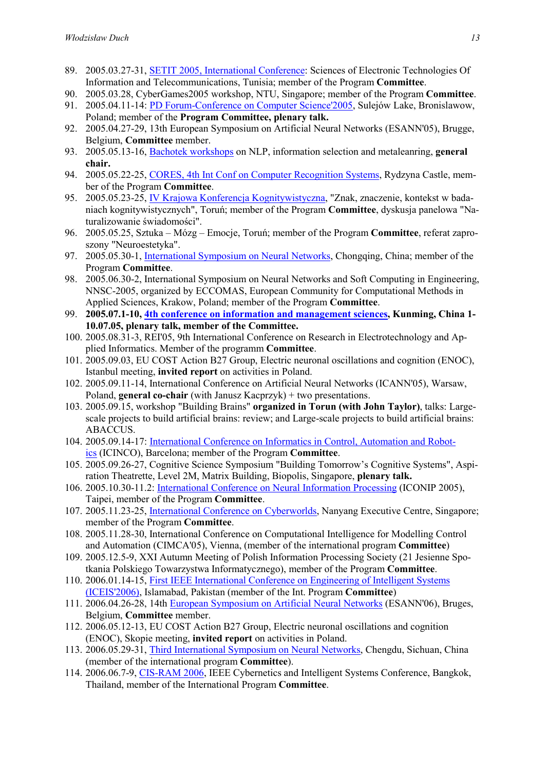89. 2005.03.27-31, SETIT 2005, International Conference: Sciences of Electronic Technologies Of Information and Telecommunications, Tunisia; member of the Program **Committee**.
90. 2005.03.28, CyberGames2005 workshop, NTU, Singapore; member of the Program **Committee**.
91. 2005.04.11-14: PD Forum-Conference on Computer Science'2005, Sulejów Lake, Bronislawow, Poland; member of the **Program Committee, plenary talk.**
92. 2005.04.27-29, 13th European Symposium on Artificial Neural Networks (ESANN'05), Brugge, Belgium, **Committee** member.
93. 2005.05.13-16, Bachotek workshops on NLP, information selection and metaleanring, **general chair.**
94. 2005.05.22-25, CORES, 4th Int Conf on Computer Recognition Systems, Rydzyna Castle, member of the Program **Committee**.
95. 2005.05.23-25, IV Krajowa Konferencja Kognitywistyczna, "Znak, znaczenie, kontekst w badaniach kognitywistycznych", Toruń; member of the Program **Committee**, dyskusja panelowa "Naturalizowanie świadomości".
96. 2005.05.25, Sztuka – Mózg – Emocje, Toruń; member of the Program **Committee**, referat zaproszony "Neuroestetyka".
97. 2005.05.30-1, International Symposium on Neural Networks, Chongqing, China; member of the Program **Committee**.
98. 2005.06.30-2, International Symposium on Neural Networks and Soft Computing in Engineering, NNSC-2005, organized by ECCOMAS, European Community for Computational Methods in Applied Sciences, Krakow, Poland; member of the Program **Committee**.
99. **2005.07.1-10, 4th conference on information and management sciences, Kunming, China 1-10.07.05, plenary talk, member of the Committee.**
100. 2005.08.31-3, REI'05, 9th International Conference on Research in Electrotechnology and Applied Informatics. Member of the programm **Committee**.
101. 2005.09.03, EU COST Action B27 Group, Electric neuronal oscillations and cognition (ENOC), Istanbul meeting, **invited report** on activities in Poland.
102. 2005.09.11-14, International Conference on Artificial Neural Networks (ICANN'05), Warsaw, Poland, **general co-chair** (with Janusz Kacprzyk) + two presentations.
103. 2005.09.15, workshop "Building Brains" **organized in Torun (with John Taylor)**, talks: Large-scale projects to build artificial brains: review; and Large-scale projects to build artificial brains: ABACCUS.
104. 2005.09.14-17: International Conference on Informatics in Control, Automation and Robotics (ICINCO), Barcelona; member of the Program **Committee**.
105. 2005.09.26-27, Cognitive Science Symposium "Building Tomorrow's Cognitive Systems", Aspiration Theatrette, Level 2M, Matrix Building, Biopolis, Singapore, **plenary talk.**
106. 2005.10.30-11.2: International Conference on Neural Information Processing (ICONIP 2005), Taipei, member of the Program **Committee**.
107. 2005.11.23-25, International Conference on Cyberworlds, Nanyang Executive Centre, Singapore; member of the Program **Committee**.
108. 2005.11.28-30, International Conference on Computational Intelligence for Modelling Control and Automation (CIMCA'05), Vienna, (member of the international program **Committee**)
109. 2005.12.5-9, XXI Autumn Meeting of Polish Information Processing Society (21 Jesienne Spotkania Polskiego Towarzystwa Informatycznego), member of the Program **Committee**.
110. 2006.01.14-15, First IEEE International Conference on Engineering of Intelligent Systems (ICEIS'2006), Islamabad, Pakistan (member of the Int. Program **Committee**)
111. 2006.04.26-28, 14th European Symposium on Artificial Neural Networks (ESANN'06), Bruges, Belgium, **Committee** member.
112. 2006.05.12-13, EU COST Action B27 Group, Electric neuronal oscillations and cognition (ENOC), Skopie meeting, **invited report** on activities in Poland.
113. 2006.05.29-31, Third International Symposium on Neural Networks, Chengdu, Sichuan, China (member of the international program **Committee**).
114. 2006.06.7-9, CIS-RAM 2006, IEEE Cybernetics and Intelligent Systems Conference, Bangkok, Thailand, member of the International Program **Committee**.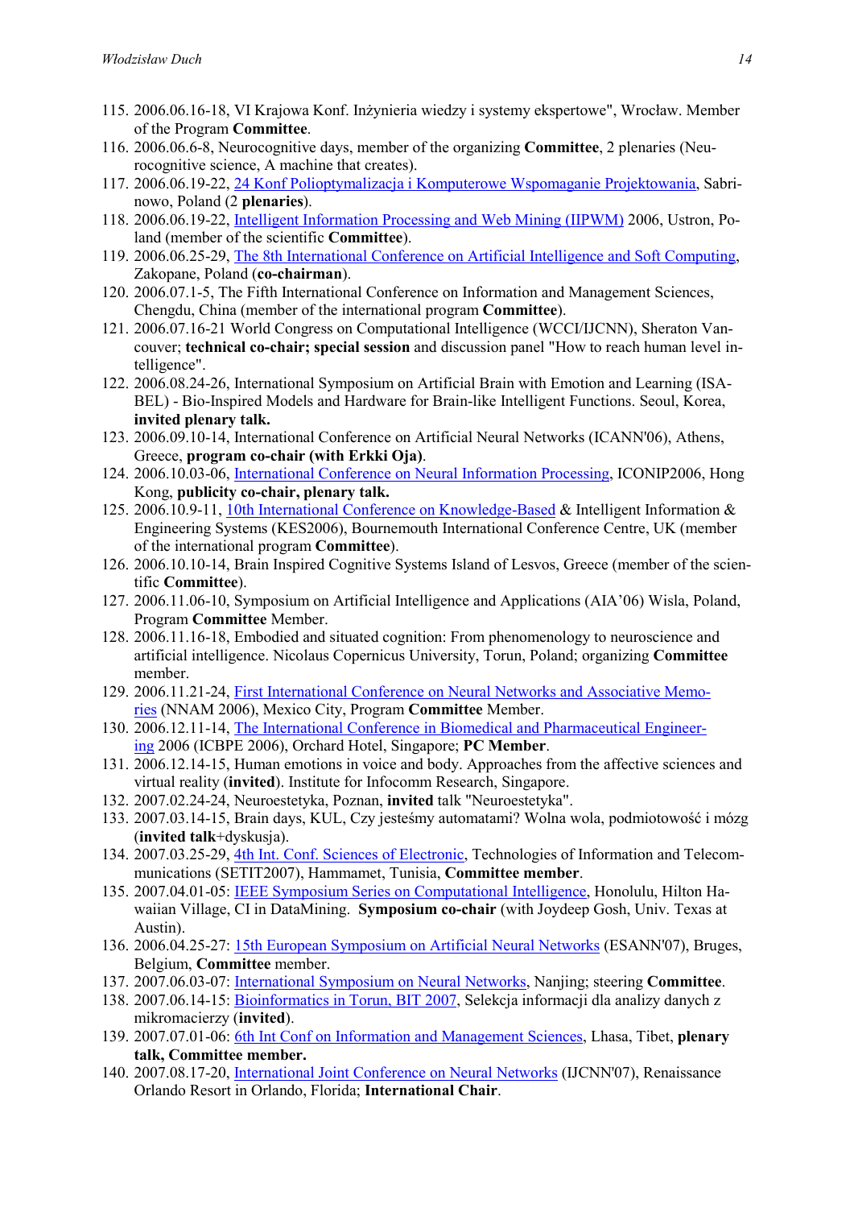115. 2006.06.16-18, VI Krajowa Konf. Inżynieria wiedzy i systemy ekspertowe", Wrocław. Member of the Program **Committee**.
116. 2006.06.6-8, Neurocognitive days, member of the organizing **Committee**, 2 plenaries (Neurocognitive science, A machine that creates).
117. 2006.06.19-22, 24 Konf Polioptymalizacja i Komputerowe Wspomaganie Projektowania, Sabrinowo, Poland (2 **plenaries**).
118. 2006.06.19-22, Intelligent Information Processing and Web Mining (IIPWM) 2006, Ustron, Poland (member of the scientific **Committee**).
119. 2006.06.25-29, The 8th International Conference on Artificial Intelligence and Soft Computing, Zakopane, Poland (**co-chairman**).
120. 2006.07.1-5, The Fifth International Conference on Information and Management Sciences, Chengdu, China (member of the international program **Committee**).
121. 2006.07.16-21 World Congress on Computational Intelligence (WCCI/IJCNN), Sheraton Vancouver; **technical co-chair; special session** and discussion panel "How to reach human level intelligence".
122. 2006.08.24-26, International Symposium on Artificial Brain with Emotion and Learning (ISABEL) - Bio-Inspired Models and Hardware for Brain-like Intelligent Functions. Seoul, Korea, **invited plenary talk.**
123. 2006.09.10-14, International Conference on Artificial Neural Networks (ICANN'06), Athens, Greece, **program co-chair (with Erkki Oja)**.
124. 2006.10.03-06, International Conference on Neural Information Processing, ICONIP2006, Hong Kong, **publicity co-chair, plenary talk.**
125. 2006.10.9-11, 10th International Conference on Knowledge-Based & Intelligent Information & Engineering Systems (KES2006), Bournemouth International Conference Centre, UK (member of the international program **Committee**).
126. 2006.10.10-14, Brain Inspired Cognitive Systems Island of Lesvos, Greece (member of the scientific **Committee**).
127. 2006.11.06-10, Symposium on Artificial Intelligence and Applications (AIA'06) Wisla, Poland, Program **Committee** Member.
128. 2006.11.16-18, Embodied and situated cognition: From phenomenology to neuroscience and artificial intelligence. Nicolaus Copernicus University, Torun, Poland; organizing **Committee** member.
129. 2006.11.21-24, First International Conference on Neural Networks and Associative Memories (NNAM 2006), Mexico City, Program **Committee** Member.
130. 2006.12.11-14, The International Conference in Biomedical and Pharmaceutical Engineering 2006 (ICBPE 2006), Orchard Hotel, Singapore; **PC Member**.
131. 2006.12.14-15, Human emotions in voice and body. Approaches from the affective sciences and virtual reality (**invited**). Institute for Infocomm Research, Singapore.
132. 2007.02.24-24, Neuroestetyka, Poznan, **invited** talk "Neuroestetyka".
133. 2007.03.14-15, Brain days, KUL, Czy jesteśmy automatami? Wolna wola, podmiotowość i mózg (**invited talk**+dyskusja).
134. 2007.03.25-29, 4th Int. Conf. Sciences of Electronic, Technologies of Information and Telecommunications (SETIT2007), Hammamet, Tunisia, **Committee member**.
135. 2007.04.01-05: IEEE Symposium Series on Computational Intelligence, Honolulu, Hilton Hawaiian Village, CI in DataMining. **Symposium co-chair** (with Joydeep Gosh, Univ. Texas at Austin).
136. 2006.04.25-27: 15th European Symposium on Artificial Neural Networks (ESANN'07), Bruges, Belgium, **Committee** member.
137. 2007.06.03-07: International Symposium on Neural Networks, Nanjing; steering **Committee**.
138. 2007.06.14-15: Bioinformatics in Torun, BIT 2007, Selekcja informacji dla analizy danych z mikromacierzy (**invited**).
139. 2007.07.01-06: 6th Int Conf on Information and Management Sciences, Lhasa, Tibet, **plenary talk, Committee member.**
140. 2007.08.17-20, International Joint Conference on Neural Networks (IJCNN'07), Renaissance Orlando Resort in Orlando, Florida; **International Chair**.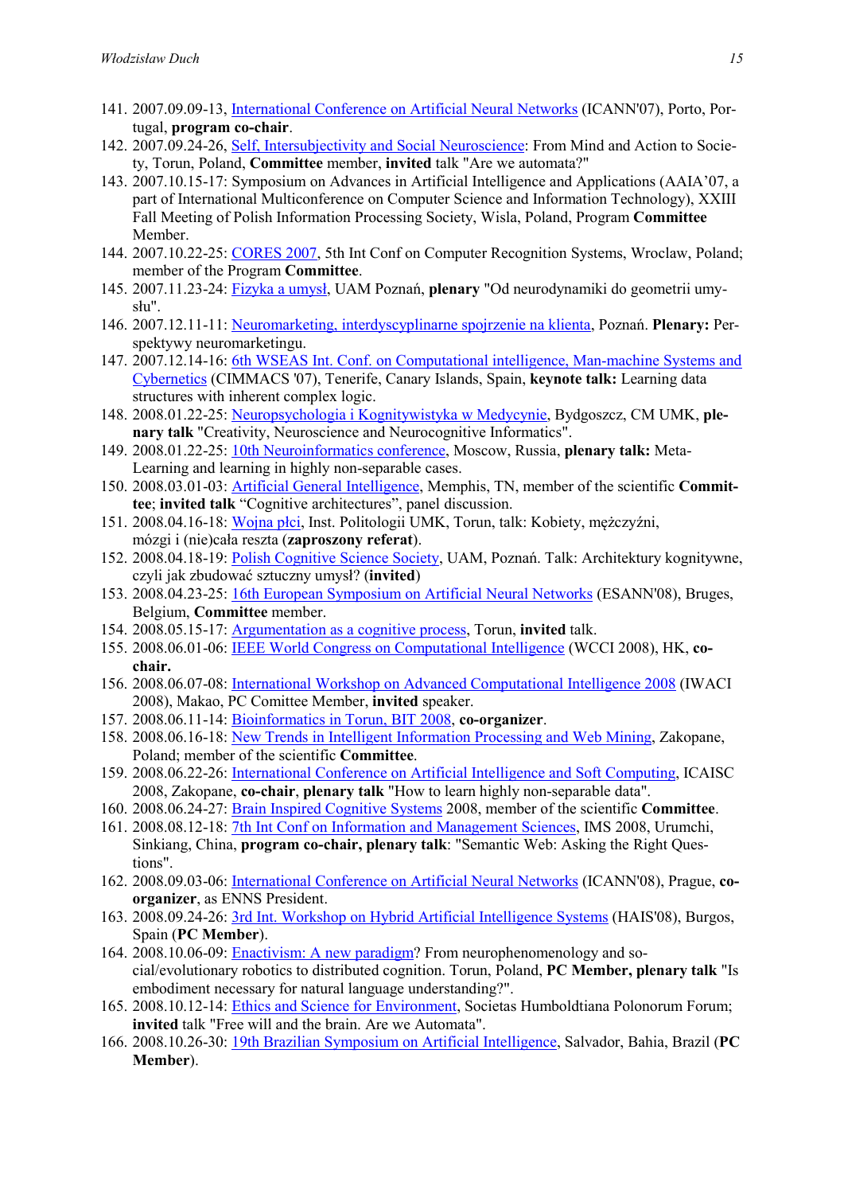141. 2007.09.09-13, International Conference on Artificial Neural Networks (ICANN'07), Porto, Portugal, **program co-chair**.
142. 2007.09.24-26, Self, Intersubjectivity and Social Neuroscience: From Mind and Action to Society, Torun, Poland, **Committee** member, **invited** talk "Are we automata?"
143. 2007.10.15-17: Symposium on Advances in Artificial Intelligence and Applications (AAIA'07, a part of International Multiconference on Computer Science and Information Technology), XXIII Fall Meeting of Polish Information Processing Society, Wisla, Poland, Program **Committee** Member.
144. 2007.10.22-25: CORES 2007, 5th Int Conf on Computer Recognition Systems, Wroclaw, Poland; member of the Program **Committee**.
145. 2007.11.23-24: Fizyka a umysł, UAM Poznań, **plenary** "Od neurodynamiki do geometrii umysłu".
146. 2007.12.11-11: Neuromarketing, interdyscyplinarne spojrzenie na klienta, Poznań. **Plenary:** Perspektywy neuromarketingu.
147. 2007.12.14-16: 6th WSEAS Int. Conf. on Computational intelligence, Man-machine Systems and Cybernetics (CIMMACS '07), Tenerife, Canary Islands, Spain, **keynote talk:** Learning data structures with inherent complex logic.
148. 2008.01.22-25: Neuropsychologia i Kognitywistyka w Medycynie, Bydgoszcz, CM UMK, **plenary talk** "Creativity, Neuroscience and Neurocognitive Informatics".
149. 2008.01.22-25: 10th Neuroinformatics conference, Moscow, Russia, **plenary talk:** Meta-Learning and learning in highly non-separable cases.
150. 2008.03.01-03: Artificial General Intelligence, Memphis, TN, member of the scientific **Committee**; **invited talk** "Cognitive architectures", panel discussion.
151. 2008.04.16-18: Wojna płci, Inst. Politologii UMK, Torun, talk: Kobiety, mężczyźni, mózgi i (nie)cała reszta (**zaproszony referat**).
152. 2008.04.18-19: Polish Cognitive Science Society, UAM, Poznań. Talk: Architektury kognitywne, czyli jak zbudować sztuczny umysł? (**invited**)
153. 2008.04.23-25: 16th European Symposium on Artificial Neural Networks (ESANN'08), Bruges, Belgium, **Committee** member.
154. 2008.05.15-17: Argumentation as a cognitive process, Torun, **invited** talk.
155. 2008.06.01-06: IEEE World Congress on Computational Intelligence (WCCI 2008), HK, **co-chair.**
156. 2008.06.07-08: International Workshop on Advanced Computational Intelligence 2008 (IWACI 2008), Makao, PC Comittee Member, **invited** speaker.
157. 2008.06.11-14: Bioinformatics in Torun, BIT 2008, **co-organizer**.
158. 2008.06.16-18: New Trends in Intelligent Information Processing and Web Mining, Zakopane, Poland; member of the scientific **Committee**.
159. 2008.06.22-26: International Conference on Artificial Intelligence and Soft Computing, ICAISC 2008, Zakopane, **co-chair**, **plenary talk** "How to learn highly non-separable data".
160. 2008.06.24-27: Brain Inspired Cognitive Systems 2008, member of the scientific **Committee**.
161. 2008.08.12-18: 7th Int Conf on Information and Management Sciences, IMS 2008, Urumchi, Sinkiang, China, **program co-chair, plenary talk**: "Semantic Web: Asking the Right Questions".
162. 2008.09.03-06: International Conference on Artificial Neural Networks (ICANN'08), Prague, **co-organizer**, as ENNS President.
163. 2008.09.24-26: 3rd Int. Workshop on Hybrid Artificial Intelligence Systems (HAIS'08), Burgos, Spain (**PC Member**).
164. 2008.10.06-09: Enactivism: A new paradigm? From neurophenomenology and social/evolutionary robotics to distributed cognition. Torun, Poland, **PC Member, plenary talk** "Is embodiment necessary for natural language understanding?".
165. 2008.10.12-14: Ethics and Science for Environment, Societas Humboldtiana Polonorum Forum; **invited** talk "Free will and the brain. Are we Automata".
166. 2008.10.26-30: 19th Brazilian Symposium on Artificial Intelligence, Salvador, Bahia, Brazil (**PC Member**).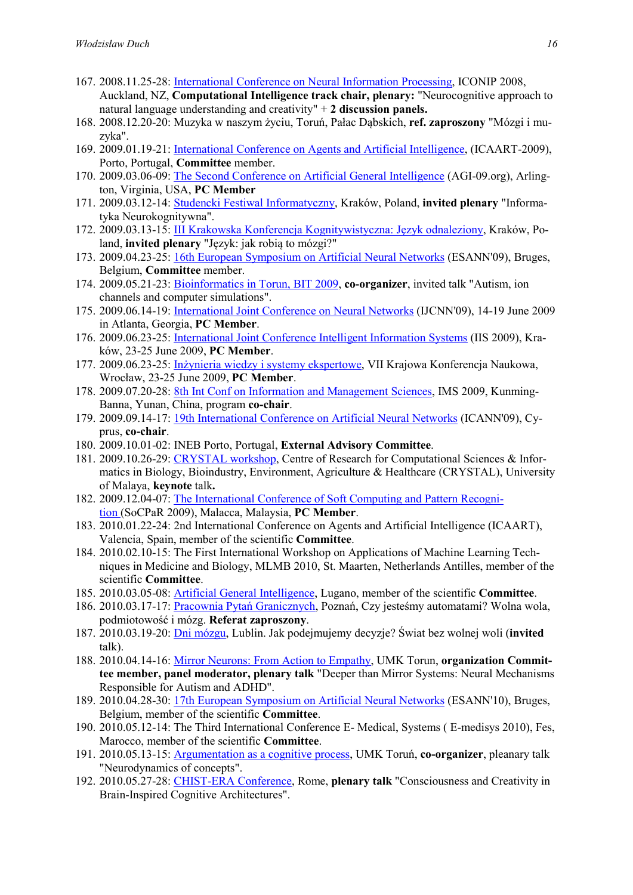167. 2008.11.25-28: International Conference on Neural Information Processing, ICONIP 2008, Auckland, NZ, **Computational Intelligence track chair, plenary:** "Neurocognitive approach to natural language understanding and creativity" + **2 discussion panels.**
168. 2008.12.20-20: Muzyka w naszym życiu, Toruń, Pałac Dąbskich, **ref. zaproszony** "Mózgi i muzyka".
169. 2009.01.19-21: International Conference on Agents and Artificial Intelligence, (ICAART-2009), Porto, Portugal, **Committee** member.
170. 2009.03.06-09: The Second Conference on Artificial General Intelligence (AGI-09.org), Arlington, Virginia, USA, **PC Member**
171. 2009.03.12-14: Studencki Festiwal Informatyczny, Kraków, Poland, **invited plenary** "Informatyka Neurokognitywna".
172. 2009.03.13-15: III Krakowska Konferencja Kognitywistyczna: Język odnaleziony, Kraków, Poland, **invited plenary** "Język: jak robią to mózgi?"
173. 2009.04.23-25: 16th European Symposium on Artificial Neural Networks (ESANN'09), Bruges, Belgium, **Committee** member.
174. 2009.05.21-23: Bioinformatics in Torun, BIT 2009, **co-organizer**, invited talk "Autism, ion channels and computer simulations".
175. 2009.06.14-19: International Joint Conference on Neural Networks (IJCNN'09), 14-19 June 2009 in Atlanta, Georgia, **PC Member**.
176. 2009.06.23-25: International Joint Conference Intelligent Information Systems (IIS 2009), Kraków, 23-25 June 2009, **PC Member**.
177. 2009.06.23-25: Inżynieria wiedzy i systemy ekspertowe, VII Krajowa Konferencja Naukowa, Wrocław, 23-25 June 2009, **PC Member**.
178. 2009.07.20-28: 8th Int Conf on Information and Management Sciences, IMS 2009, Kunming-Banna, Yunan, China, program **co-chair**.
179. 2009.09.14-17: 19th International Conference on Artificial Neural Networks (ICANN'09), Cyprus, **co-chair**.
180. 2009.10.01-02: INEB Porto, Portugal, **External Advisory Committee**.
181. 2009.10.26-29: CRYSTAL workshop, Centre of Research for Computational Sciences & Informatics in Biology, Bioindustry, Environment, Agriculture & Healthcare (CRYSTAL), University of Malaya, **keynote** talk**.**
182. 2009.12.04-07: The International Conference of Soft Computing and Pattern Recognition (SoCPaR 2009), Malacca, Malaysia, **PC Member**.
183. 2010.01.22-24: 2nd International Conference on Agents and Artificial Intelligence (ICAART), Valencia, Spain, member of the scientific **Committee**.
184. 2010.02.10-15: The First International Workshop on Applications of Machine Learning Techniques in Medicine and Biology, MLMB 2010, St. Maarten, Netherlands Antilles, member of the scientific **Committee**.
185. 2010.03.05-08: Artificial General Intelligence, Lugano, member of the scientific **Committee**.
186. 2010.03.17-17: Pracownia Pytań Granicznych, Poznań, Czy jesteśmy automatami? Wolna wola, podmiotowość i mózg. **Referat zaproszony**.
187. 2010.03.19-20: Dni mózgu, Lublin. Jak podejmujemy decyzje? Świat bez wolnej woli (**invited** talk).
188. 2010.04.14-16: Mirror Neurons: From Action to Empathy, UMK Torun, **organization Committee member, panel moderator, plenary talk** "Deeper than Mirror Systems: Neural Mechanisms Responsible for Autism and ADHD".
189. 2010.04.28-30: 17th European Symposium on Artificial Neural Networks (ESANN'10), Bruges, Belgium, member of the scientific **Committee**.
190. 2010.05.12-14: The Third International Conference E- Medical, Systems ( E-medisys 2010), Fes, Marocco, member of the scientific **Committee**.
191. 2010.05.13-15: Argumentation as a cognitive process, UMK Toruń, **co-organizer**, pleanary talk "Neurodynamics of concepts".
192. 2010.05.27-28: CHIST-ERA Conference, Rome, **plenary talk** "Consciousness and Creativity in Brain-Inspired Cognitive Architectures".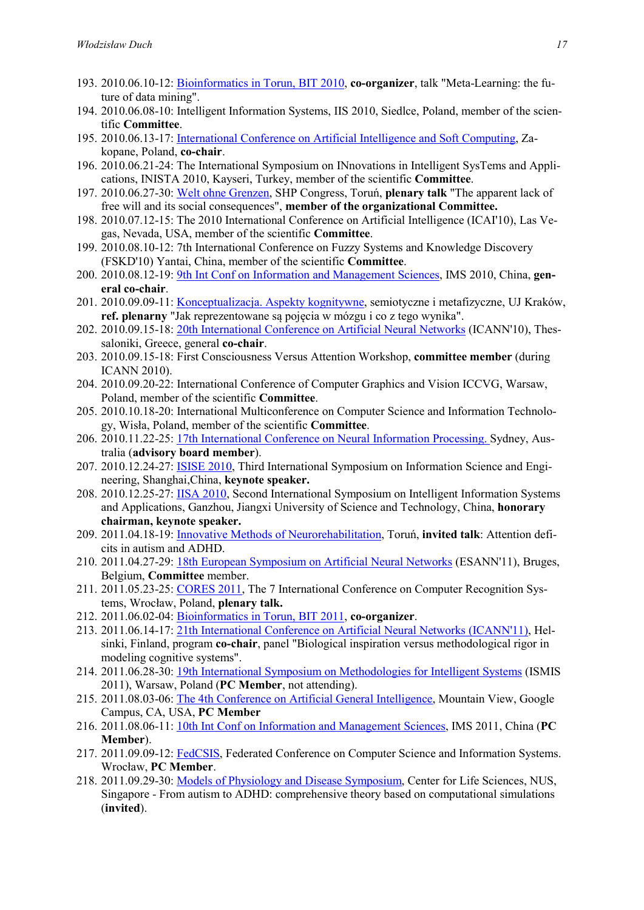193. 2010.06.10-12: Bioinformatics in Torun, BIT 2010, **co-organizer**, talk "Meta-Learning: the future of data mining".
194. 2010.06.08-10: Intelligent Information Systems, IIS 2010, Siedlce, Poland, member of the scientific **Committee**.
195. 2010.06.13-17: International Conference on Artificial Intelligence and Soft Computing, Zakopane, Poland, **co-chair**.
196. 2010.06.21-24: The International Symposium on INnovations in Intelligent SysTems and Applications, INISTA 2010, Kayseri, Turkey, member of the scientific **Committee**.
197. 2010.06.27-30: Welt ohne Grenzen, SHP Congress, Toruń, **plenary talk** "The apparent lack of free will and its social consequences", **member of the organizational Committee.**
198. 2010.07.12-15: The 2010 International Conference on Artificial Intelligence (ICAI'10), Las Vegas, Nevada, USA, member of the scientific **Committee**.
199. 2010.08.10-12: 7th International Conference on Fuzzy Systems and Knowledge Discovery (FSKD'10) Yantai, China, member of the scientific **Committee**.
200. 2010.08.12-19: 9th Int Conf on Information and Management Sciences, IMS 2010, China, **general co-chair**.
201. 2010.09.09-11: Konceptualizacja. Aspekty kognitywne, semiotyczne i metafizyczne, UJ Kraków, **ref. plenarny** "Jak reprezentowane są pojęcia w mózgu i co z tego wynika".
202. 2010.09.15-18: 20th International Conference on Artificial Neural Networks (ICANN'10), Thessaloniki, Greece, general **co-chair**.
203. 2010.09.15-18: First Consciousness Versus Attention Workshop, **committee member** (during ICANN 2010).
204. 2010.09.20-22: International Conference of Computer Graphics and Vision ICCVG, Warsaw, Poland, member of the scientific **Committee**.
205. 2010.10.18-20: International Multiconference on Computer Science and Information Technology, Wisła, Poland, member of the scientific **Committee**.
206. 2010.11.22-25: 17th International Conference on Neural Information Processing. Sydney, Australia (**advisory board member**).
207. 2010.12.24-27: ISISE 2010, Third International Symposium on Information Science and Engineering, Shanghai,China, **keynote speaker.**
208. 2010.12.25-27: IISA 2010, Second International Symposium on Intelligent Information Systems and Applications, Ganzhou, Jiangxi University of Science and Technology, China, **honorary chairman, keynote speaker.**
209. 2011.04.18-19: Innovative Methods of Neurorehabilitation, Toruń, **invited talk**: Attention deficits in autism and ADHD.
210. 2011.04.27-29: 18th European Symposium on Artificial Neural Networks (ESANN'11), Bruges, Belgium, **Committee** member.
211. 2011.05.23-25: CORES 2011, The 7 International Conference on Computer Recognition Systems, Wrocław, Poland, **plenary talk.**
212. 2011.06.02-04: Bioinformatics in Torun, BIT 2011, **co-organizer**.
213. 2011.06.14-17: 21th International Conference on Artificial Neural Networks (ICANN'11), Helsinki, Finland, program **co-chair**, panel "Biological inspiration versus methodological rigor in modeling cognitive systems".
214. 2011.06.28-30: 19th International Symposium on Methodologies for Intelligent Systems (ISMIS 2011), Warsaw, Poland (**PC Member**, not attending).
215. 2011.08.03-06: The 4th Conference on Artificial General Intelligence, Mountain View, Google Campus, CA, USA, **PC Member**
216. 2011.08.06-11: 10th Int Conf on Information and Management Sciences, IMS 2011, China (**PC Member**).
217. 2011.09.09-12: FedCSIS, Federated Conference on Computer Science and Information Systems. Wrocław, **PC Member**.
218. 2011.09.29-30: Models of Physiology and Disease Symposium, Center for Life Sciences, NUS, Singapore - From autism to ADHD: comprehensive theory based on computational simulations (**invited**).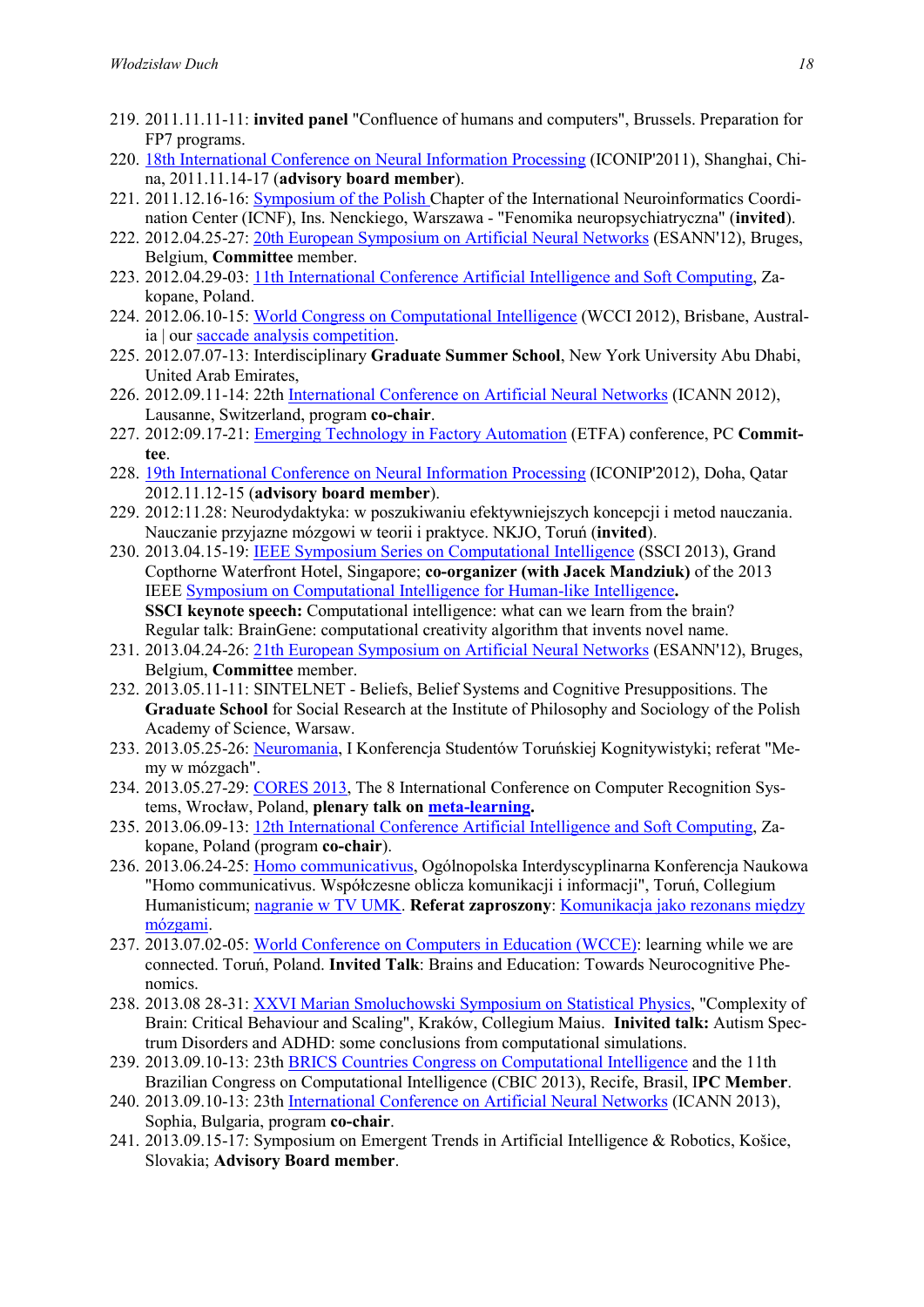219. 2011.11.11-11: **invited panel** "Confluence of humans and computers", Brussels. Preparation for FP7 programs.
220. 18th International Conference on Neural Information Processing (ICONIP'2011), Shanghai, China, 2011.11.14-17 (**advisory board member**).
221. 2011.12.16-16: Symposium of the Polish Chapter of the International Neuroinformatics Coordination Center (ICNF), Ins. Nenckiego, Warszawa - "Fenomika neuropsychiatryczna" (**invited**).
222. 2012.04.25-27: 20th European Symposium on Artificial Neural Networks (ESANN'12), Bruges, Belgium, **Committee** member.
223. 2012.04.29-03: 11th International Conference Artificial Intelligence and Soft Computing, Zakopane, Poland.
224. 2012.06.10-15: World Congress on Computational Intelligence (WCCI 2012), Brisbane, Australia | our saccade analysis competition.
225. 2012.07.07-13: Interdisciplinary **Graduate Summer School**, New York University Abu Dhabi, United Arab Emirates,
226. 2012.09.11-14: 22th International Conference on Artificial Neural Networks (ICANN 2012), Lausanne, Switzerland, program **co-chair**.
227. 2012:09.17-21: Emerging Technology in Factory Automation (ETFA) conference, PC **Committee**.
228. 19th International Conference on Neural Information Processing (ICONIP'2012), Doha, Qatar 2012.11.12-15 (**advisory board member**).
229. 2012:11.28: Neurodydaktyka: w poszukiwaniu efektywniejszych koncepcji i metod nauczania. Nauczanie przyjazne mózgowi w teorii i praktyce. NKJO, Toruń (**invited**).
230. 2013.04.15-19: IEEE Symposium Series on Computational Intelligence (SSCI 2013), Grand Copthorne Waterfront Hotel, Singapore; **co-organizer (with Jacek Mandziuk)** of the 2013 IEEE Symposium on Computational Intelligence for Human-like Intelligence**.**
    **SSCI keynote speech:** Computational intelligence: what can we learn from the brain?
    Regular talk: BrainGene: computational creativity algorithm that invents novel name.
231. 2013.04.24-26: 21th European Symposium on Artificial Neural Networks (ESANN'12), Bruges, Belgium, **Committee** member.
232. 2013.05.11-11: SINTELNET - Beliefs, Belief Systems and Cognitive Presuppositions. The **Graduate School** for Social Research at the Institute of Philosophy and Sociology of the Polish Academy of Science, Warsaw.
233. 2013.05.25-26: Neuromania, I Konferencja Studentów Toruńskiej Kognitywistyki; referat "Memy w mózgach".
234. 2013.05.27-29: CORES 2013, The 8 International Conference on Computer Recognition Systems, Wrocław, Poland, **plenary talk on meta-learning.**
235. 2013.06.09-13: 12th International Conference Artificial Intelligence and Soft Computing, Zakopane, Poland (program **co-chair**).
236. 2013.06.24-25: Homo communicativus, Ogólnopolska Interdyscyplinarna Konferencja Naukowa "Homo communicativus. Współczesne oblicza komunikacji i informacji", Toruń, Collegium Humanisticum; nagranie w TV UMK. **Referat zaproszony**: Komunikacja jako rezonans między mózgami.
237. 2013.07.02-05: World Conference on Computers in Education (WCCE): learning while we are connected. Toruń, Poland. **Invited Talk**: Brains and Education: Towards Neurocognitive Phenomics.
238. 2013.08 28-31: XXVI Marian Smoluchowski Symposium on Statistical Physics, "Complexity of Brain: Critical Behaviour and Scaling", Kraków, Collegium Maius. **Inivited talk:** Autism Spectrum Disorders and ADHD: some conclusions from computational simulations.
239. 2013.09.10-13: 23th BRICS Countries Congress on Computational Intelligence and the 11th Brazilian Congress on Computational Intelligence (CBIC 2013), Recife, Brasil, I**PC Member**.
240. 2013.09.10-13: 23th International Conference on Artificial Neural Networks (ICANN 2013), Sophia, Bulgaria, program **co-chair**.
241. 2013.09.15-17: Symposium on Emergent Trends in Artificial Intelligence & Robotics, Košice, Slovakia; **Advisory Board member**.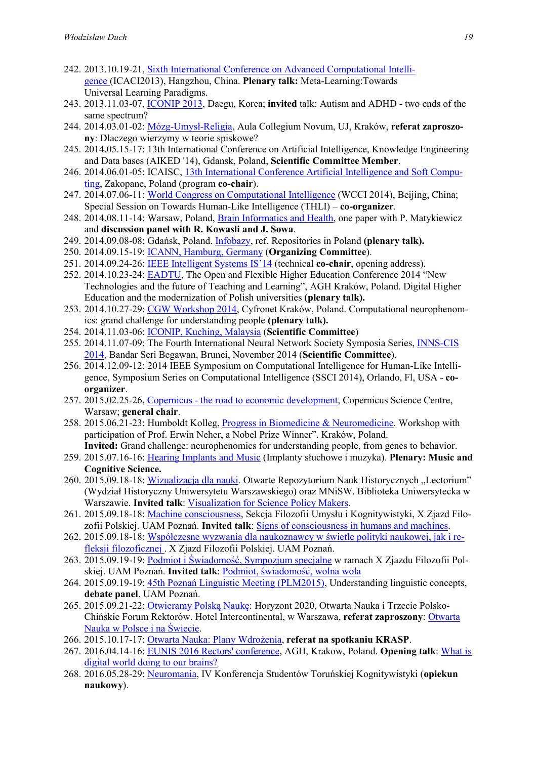242. 2013.10.19-21, Sixth International Conference on Advanced Computational Intelligence (ICACI2013), Hangzhou, China. **Plenary talk:** Meta-Learning:Towards Universal Learning Paradigms.
243. 2013.11.03-07, ICONIP 2013, Daegu, Korea; **invited** talk: Autism and ADHD - two ends of the same spectrum?
244. 2014.03.01-02: Mózg-Umysł-Religia, Aula Collegium Novum, UJ, Kraków, **referat zaproszony**: Dlaczego wierzymy w teorie spiskowe?
245. 2014.05.15-17: 13th International Conference on Artificial Intelligence, Knowledge Engineering and Data bases (AIKED '14), Gdansk, Poland, **Scientific Committee Member**.
246. 2014.06.01-05: ICAISC, 13th International Conference Artificial Intelligence and Soft Computing, Zakopane, Poland (program **co-chair**).
247. 2014.07.06-11: World Congress on Computational Intelligence (WCCI 2014), Beijing, China; Special Session on Towards Human-Like Intelligence (THLI) – **co-organizer**.
248. 2014.08.11-14: Warsaw, Poland, Brain Informatics and Health, one paper with P. Matykiewicz and **discussion panel with R. Kowasli and J. Sowa**.
249. 2014.09.08-08: Gdańsk, Poland. Infobazy, ref. Repositories in Poland **(plenary talk).**
250. 2014.09.15-19: ICANN, Hamburg, Germany (**Organizing Committee**).
251. 2014.09.24-26: IEEE Intelligent Systems IS'14 (technical **co-chair**, opening address).
252. 2014.10.23-24: EADTU, The Open and Flexible Higher Education Conference 2014 "New Technologies and the future of Teaching and Learning", AGH Kraków, Poland. Digital Higher Education and the modernization of Polish universities **(plenary talk).**
253. 2014.10.27-29: CGW Workshop 2014, Cyfronet Kraków, Poland. Computational neurophenomics: grand challenge for understanding people **(plenary talk).**
254. 2014.11.03-06: ICONIP, Kuching, Malaysia (**Scientific Committee**)
255. 2014.11.07-09: The Fourth International Neural Network Society Symposia Series, INNS-CIS 2014, Bandar Seri Begawan, Brunei, November 2014 (**Scientific Committee**).
256. 2014.12.09-12: 2014 IEEE Symposium on Computational Intelligence for Human-Like Intelligence, Symposium Series on Computational Intelligence (SSCI 2014), Orlando, Fl, USA - **co-organizer**.
257. 2015.02.25-26, Copernicus - the road to economic development, Copernicus Science Centre, Warsaw; **general chair**.
258. 2015.06.21-23: Humboldt Kolleg, Progress in Biomedicine & Neuromedicine. Workshop with participation of Prof. Erwin Neher, a Nobel Prize Winner". Kraków, Poland. **Invited:** Grand challenge: neurophenomics for understanding people, from genes to behavior.
259. 2015.07.16-16: Hearing Implants and Music (Implanty słuchowe i muzyka). **Plenary: Music and Cognitive Science.**
260. 2015.09.18-18: Wizualizacja dla nauki. Otwarte Repozytorium Nauk Historycznych „Lectorium" (Wydział Historyczny Uniwersytetu Warszawskiego) oraz MNiSW. Biblioteka Uniwersytecka w Warszawie. **Invited talk**: Visualization for Science Policy Makers.
261. 2015.09.18-18: Machine consciousness, Sekcja Filozofii Umysłu i Kognitywistyki, X Zjazd Filozofii Polskiej. UAM Poznań. **Invited talk**: Signs of consciousness in humans and machines.
262. 2015.09.18-18: Współczesne wyzwania dla naukoznawcy w świetle polityki naukowej, jak i refleksji filozoficznej . X Zjazd Filozofii Polskiej. UAM Poznań.
263. 2015.09.19-19: Podmiot i Świadomość, Sympozjum specjalne w ramach X Zjazdu Filozofii Polskiej. UAM Poznań. **Invited talk**: Podmiot, świadomość, wolna wola
264. 2015.09.19-19: 45th Poznań Linguistic Meeting (PLM2015), Understanding linguistic concepts, **debate panel**. UAM Poznań.
265. 2015.09.21-22: Otwieramy Polską Naukę: Horyzont 2020, Otwarta Nauka i Trzecie Polsko-Chińskie Forum Rektorów. Hotel Intercontinental, w Warszawa, **referat zaproszony**: Otwarta Nauka w Polsce i na Świecie.
266. 2015.10.17-17: Otwarta Nauka: Plany Wdrożenia, **referat na spotkaniu KRASP**.
267. 2016.04.14-16: EUNIS 2016 Rectors' conference, AGH, Krakow, Poland. **Opening talk**: What is digital world doing to our brains?
268. 2016.05.28-29: Neuromania, IV Konferencja Studentów Toruńskiej Kognitywistyki (**opiekun naukowy**).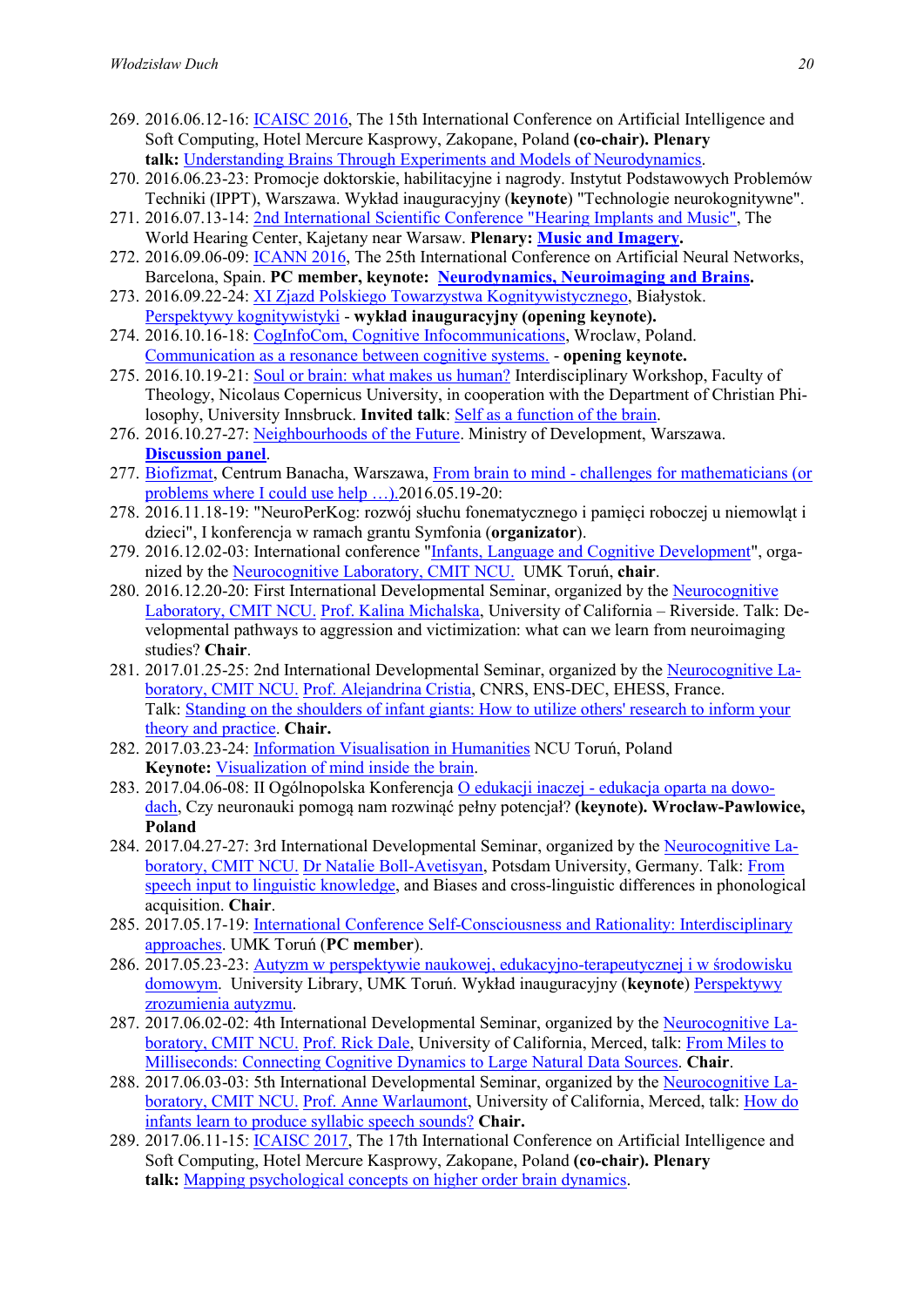269. 2016.06.12-16: ICAISC 2016, The 15th International Conference on Artificial Intelligence and Soft Computing, Hotel Mercure Kasprowy, Zakopane, Poland **(co-chair). Plenary talk:** Understanding Brains Through Experiments and Models of Neurodynamics.
270. 2016.06.23-23: Promocje doktorskie, habilitacyjne i nagrody. Instytut Podstawowych Problemów Techniki (IPPT), Warszawa. Wykład inauguracyjny (**keynote**) "Technologie neurokognitywne".
271. 2016.07.13-14: 2nd International Scientific Conference "Hearing Implants and Music", The World Hearing Center, Kajetany near Warsaw. **Plenary: Music and Imagery.**
272. 2016.09.06-09: ICANN 2016, The 25th International Conference on Artificial Neural Networks, Barcelona, Spain. **PC member, keynote: Neurodynamics, Neuroimaging and Brains.**
273. 2016.09.22-24: XI Zjazd Polskiego Towarzystwa Kognitywistycznego, Białystok. Perspektywy kognitywistyki - **wykład inauguracyjny (opening keynote).**
274. 2016.10.16-18: CogInfoCom, Cognitive Infocommunications, Wroclaw, Poland. Communication as a resonance between cognitive systems. - **opening keynote.**
275. 2016.10.19-21: Soul or brain: what makes us human? Interdisciplinary Workshop, Faculty of Theology, Nicolaus Copernicus University, in cooperation with the Department of Christian Philosophy, University Innsbruck. **Invited talk**: Self as a function of the brain.
276. 2016.10.27-27: Neighbourhoods of the Future. Ministry of Development, Warszawa. **Discussion panel**.
277. Biofizmat, Centrum Banacha, Warszawa, From brain to mind - challenges for mathematicians (or problems where I could use help …).2016.05.19-20:
278. 2016.11.18-19: "NeuroPerKog: rozwój słuchu fonematycznego i pamięci roboczej u niemowląt i dzieci", I konferencja w ramach grantu Symfonia (**organizator**).
279. 2016.12.02-03: International conference "Infants, Language and Cognitive Development", organized by the Neurocognitive Laboratory, CMIT NCU. UMK Toruń, **chair**.
280. 2016.12.20-20: First International Developmental Seminar, organized by the Neurocognitive Laboratory, CMIT NCU. Prof. Kalina Michalska, University of California – Riverside. Talk: Developmental pathways to aggression and victimization: what can we learn from neuroimaging studies? **Chair**.
281. 2017.01.25-25: 2nd International Developmental Seminar, organized by the Neurocognitive Laboratory, CMIT NCU. Prof. Alejandrina Cristia, CNRS, ENS-DEC, EHESS, France. Talk: Standing on the shoulders of infant giants: How to utilize others' research to inform your theory and practice. **Chair.**
282. 2017.03.23-24: Information Visualisation in Humanities NCU Toruń, Poland **Keynote:** Visualization of mind inside the brain.
283. 2017.04.06-08: II Ogólnopolska Konferencja O edukacji inaczej - edukacja oparta na dowodach, Czy neuronauki pomogą nam rozwinąć pełny potencjał? **(keynote). Wrocław-Pawlowice, Poland**
284. 2017.04.27-27: 3rd International Developmental Seminar, organized by the Neurocognitive Laboratory, CMIT NCU. Dr Natalie Boll-Avetisyan, Potsdam University, Germany. Talk: From speech input to linguistic knowledge, and Biases and cross-linguistic differences in phonological acquisition. **Chair**.
285. 2017.05.17-19: International Conference Self-Consciousness and Rationality: Interdisciplinary approaches. UMK Toruń (**PC member**).
286. 2017.05.23-23: Autyzm w perspektywie naukowej, edukacyjno-terapeutycznej i w środowisku domowym. University Library, UMK Toruń. Wykład inauguracyjny (**keynote**) Perspektywy zrozumienia autyzmu.
287. 2017.06.02-02: 4th International Developmental Seminar, organized by the Neurocognitive Laboratory, CMIT NCU. Prof. Rick Dale, University of California, Merced, talk: From Miles to Milliseconds: Connecting Cognitive Dynamics to Large Natural Data Sources. **Chair**.
288. 2017.06.03-03: 5th International Developmental Seminar, organized by the Neurocognitive Laboratory, CMIT NCU. Prof. Anne Warlaumont, University of California, Merced, talk: How do infants learn to produce syllabic speech sounds? **Chair.**
289. 2017.06.11-15: ICAISC 2017, The 17th International Conference on Artificial Intelligence and Soft Computing, Hotel Mercure Kasprowy, Zakopane, Poland **(co-chair). Plenary talk:** Mapping psychological concepts on higher order brain dynamics.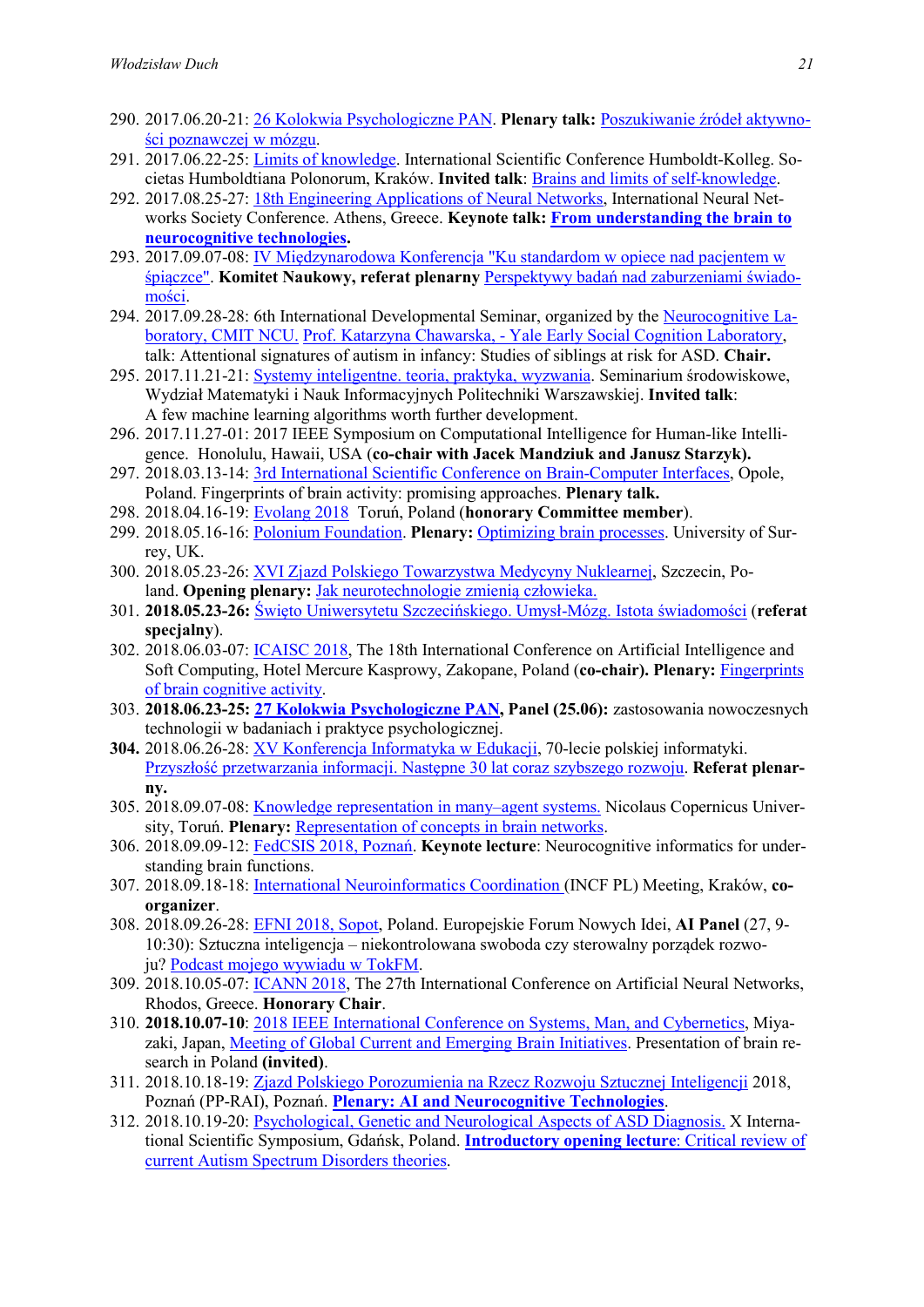290. 2017.06.20-21: 26 Kolokwia Psychologiczne PAN. **Plenary talk:** Poszukiwanie źródeł aktywności poznawczej w mózgu.
291. 2017.06.22-25: Limits of knowledge. International Scientific Conference Humboldt-Kolleg. Societas Humboldtiana Polonorum, Kraków. **Invited talk**: Brains and limits of self-knowledge.
292. 2017.08.25-27: 18th Engineering Applications of Neural Networks, International Neural Networks Society Conference. Athens, Greece. **Keynote talk: From understanding the brain to neurocognitive technologies.**
293. 2017.09.07-08: IV Międzynarodowa Konferencja "Ku standardom w opiece nad pacjentem w śpiączce". **Komitet Naukowy, referat plenarny** Perspektywy badań nad zaburzeniami świadomości.
294. 2017.09.28-28: 6th International Developmental Seminar, organized by the Neurocognitive Laboratory, CMIT NCU. Prof. Katarzyna Chawarska, - Yale Early Social Cognition Laboratory, talk: Attentional signatures of autism in infancy: Studies of siblings at risk for ASD. **Chair.**
295. 2017.11.21-21: Systemy inteligentne. teoria, praktyka, wyzwania. Seminarium środowiskowe, Wydział Matematyki i Nauk Informacyjnych Politechniki Warszawskiej. **Invited talk**: A few machine learning algorithms worth further development.
296. 2017.11.27-01: 2017 IEEE Symposium on Computational Intelligence for Human-like Intelligence. Honolulu, Hawaii, USA (**co-chair with Jacek Mandziuk and Janusz Starzyk).**
297. 2018.03.13-14: 3rd International Scientific Conference on Brain-Computer Interfaces, Opole, Poland. Fingerprints of brain activity: promising approaches. **Plenary talk.**
298. 2018.04.16-19: Evolang 2018 Toruń, Poland (**honorary Committee member**).
299. 2018.05.16-16: Polonium Foundation. **Plenary:** Optimizing brain processes. University of Surrey, UK.
300. 2018.05.23-26: XVI Zjazd Polskiego Towarzystwa Medycyny Nuklearnej, Szczecin, Poland. **Opening plenary:** Jak neurotechnologie zmienią człowieka.
301. **2018.05.23-26:** Święto Uniwersytetu Szczecińskiego. Umysł-Mózg. Istota świadomości (**referat specjalny**).
302. 2018.06.03-07: ICAISC 2018, The 18th International Conference on Artificial Intelligence and Soft Computing, Hotel Mercure Kasprowy, Zakopane, Poland (**co-chair). Plenary:** Fingerprints of brain cognitive activity.
303. **2018.06.23-25: 27 Kolokwia Psychologiczne PAN, Panel (25.06):** zastosowania nowoczesnych technologii w badaniach i praktyce psychologicznej.
304. 2018.06.26-28: XV Konferencja Informatyka w Edukacji, 70-lecie polskiej informatyki. Przyszłość przetwarzania informacji. Następne 30 lat coraz szybszego rozwoju. **Referat plenarny.**
305. 2018.09.07-08: Knowledge representation in many–agent systems. Nicolaus Copernicus University, Toruń. **Plenary:** Representation of concepts in brain networks.
306. 2018.09.09-12: FedCSIS 2018, Poznań. **Keynote lecture**: Neurocognitive informatics for understanding brain functions.
307. 2018.09.18-18: International Neuroinformatics Coordination (INCF PL) Meeting, Kraków, **co-organizer**.
308. 2018.09.26-28: EFNI 2018, Sopot, Poland. Europejskie Forum Nowych Idei, **AI Panel** (27, 9-10:30): Sztuczna inteligencja – niekontrolowana swoboda czy sterowalny porządek rozwoju? Podcast mojego wywiadu w TokFM.
309. 2018.10.05-07: ICANN 2018, The 27th International Conference on Artificial Neural Networks, Rhodos, Greece. **Honorary Chair**.
310. **2018.10.07-10**: 2018 IEEE International Conference on Systems, Man, and Cybernetics, Miyazaki, Japan, Meeting of Global Current and Emerging Brain Initiatives. Presentation of brain research in Poland **(invited)**.
311. 2018.10.18-19: Zjazd Polskiego Porozumienia na Rzecz Rozwoju Sztucznej Inteligencji 2018, Poznań (PP-RAI), Poznań. **Plenary: AI and Neurocognitive Technologies**.
312. 2018.10.19-20: Psychological, Genetic and Neurological Aspects of ASD Diagnosis. X International Scientific Symposium, Gdańsk, Poland. **Introductory opening lecture**: Critical review of current Autism Spectrum Disorders theories.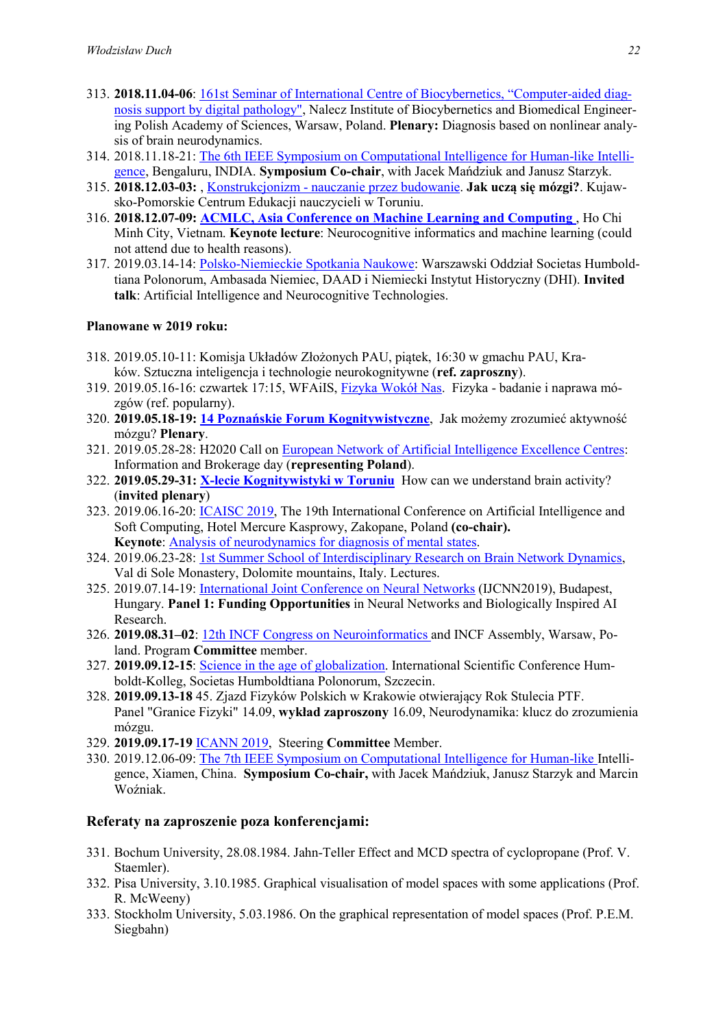313. **2018.11.04-06**: 161st Seminar of International Centre of Biocybernetics, "Computer-aided diagnosis support by digital pathology", Nalecz Institute of Biocybernetics and Biomedical Engineering Polish Academy of Sciences, Warsaw, Poland. **Plenary:** Diagnosis based on nonlinear analysis of brain neurodynamics.
314. 2018.11.18-21: The 6th IEEE Symposium on Computational Intelligence for Human-like Intelligence, Bengaluru, INDIA. **Symposium Co-chair**, with Jacek Mańdziuk and Janusz Starzyk.
315. **2018.12.03-03:** , Konstrukcjonizm - nauczanie przez budowanie. **Jak uczą się mózgi?**. Kujawsko-Pomorskie Centrum Edukacji nauczycieli w Toruniu.
316. **2018.12.07-09: ACMLC, Asia Conference on Machine Learning and Computing** , Ho Chi Minh City, Vietnam. **Keynote lecture**: Neurocognitive informatics and machine learning (could not attend due to health reasons).
317. 2019.03.14-14: Polsko-Niemieckie Spotkania Naukowe: Warszawski Oddział Societas Humboldtiana Polonorum, Ambasada Niemiec, DAAD i Niemiecki Instytut Historyczny (DHI). **Invited talk**: Artificial Intelligence and Neurocognitive Technologies.

**Planowane w 2019 roku:**

318. 2019.05.10-11: Komisja Układów Złożonych PAU, piątek, 16:30 w gmachu PAU, Kraków. Sztuczna inteligencja i technologie neurokognitywne (**ref. zaproszny**).
319. 2019.05.16-16: czwartek 17:15, WFAiIS, Fizyka Wokół Nas. Fizyka - badanie i naprawa mózgów (ref. popularny).
320. **2019.05.18-19: 14 Poznańskie Forum Kognitywistyczne**, Jak możemy zrozumieć aktywność mózgu? **Plenary**.
321. 2019.05.28-28: H2020 Call on European Network of Artificial Intelligence Excellence Centres: Information and Brokerage day (**representing Poland**).
322. **2019.05.29-31: X-lecie Kognitywistyki w Toruniu** How can we understand brain activity? (**invited plenary**)
323. 2019.06.16-20: ICAISC 2019, The 19th International Conference on Artificial Intelligence and Soft Computing, Hotel Mercure Kasprowy, Zakopane, Poland **(co-chair).** **Keynote**: Analysis of neurodynamics for diagnosis of mental states.
324. 2019.06.23-28: 1st Summer School of Interdisciplinary Research on Brain Network Dynamics, Val di Sole Monastery, Dolomite mountains, Italy. Lectures.
325. 2019.07.14-19: International Joint Conference on Neural Networks (IJCNN2019), Budapest, Hungary. **Panel 1: Funding Opportunities** in Neural Networks and Biologically Inspired AI Research.
326. **2019.08.31–02**: 12th INCF Congress on Neuroinformatics and INCF Assembly, Warsaw, Poland. Program **Committee** member.
327. **2019.09.12-15**: Science in the age of globalization. International Scientific Conference Humboldt-Kolleg, Societas Humboldtiana Polonorum, Szczecin.
328. **2019.09.13-18** 45. Zjazd Fizyków Polskich w Krakowie otwierający Rok Stulecia PTF. Panel "Granice Fizyki" 14.09, **wykład zaproszony** 16.09, Neurodynamika: klucz do zrozumienia mózgu.
329. **2019.09.17-19** ICANN 2019, Steering **Committee** Member.
330. 2019.12.06-09: The 7th IEEE Symposium on Computational Intelligence for Human-like Intelligence, Xiamen, China. **Symposium Co-chair,** with Jacek Mańdziuk, Janusz Starzyk and Marcin Woźniak.

## Referaty na zaproszenie poza konferencjami:

331. Bochum University, 28.08.1984. Jahn-Teller Effect and MCD spectra of cyclopropane (Prof. V. Staemler).
332. Pisa University, 3.10.1985. Graphical visualisation of model spaces with some applications (Prof. R. McWeeny)
333. Stockholm University, 5.03.1986. On the graphical representation of model spaces (Prof. P.E.M. Siegbahn)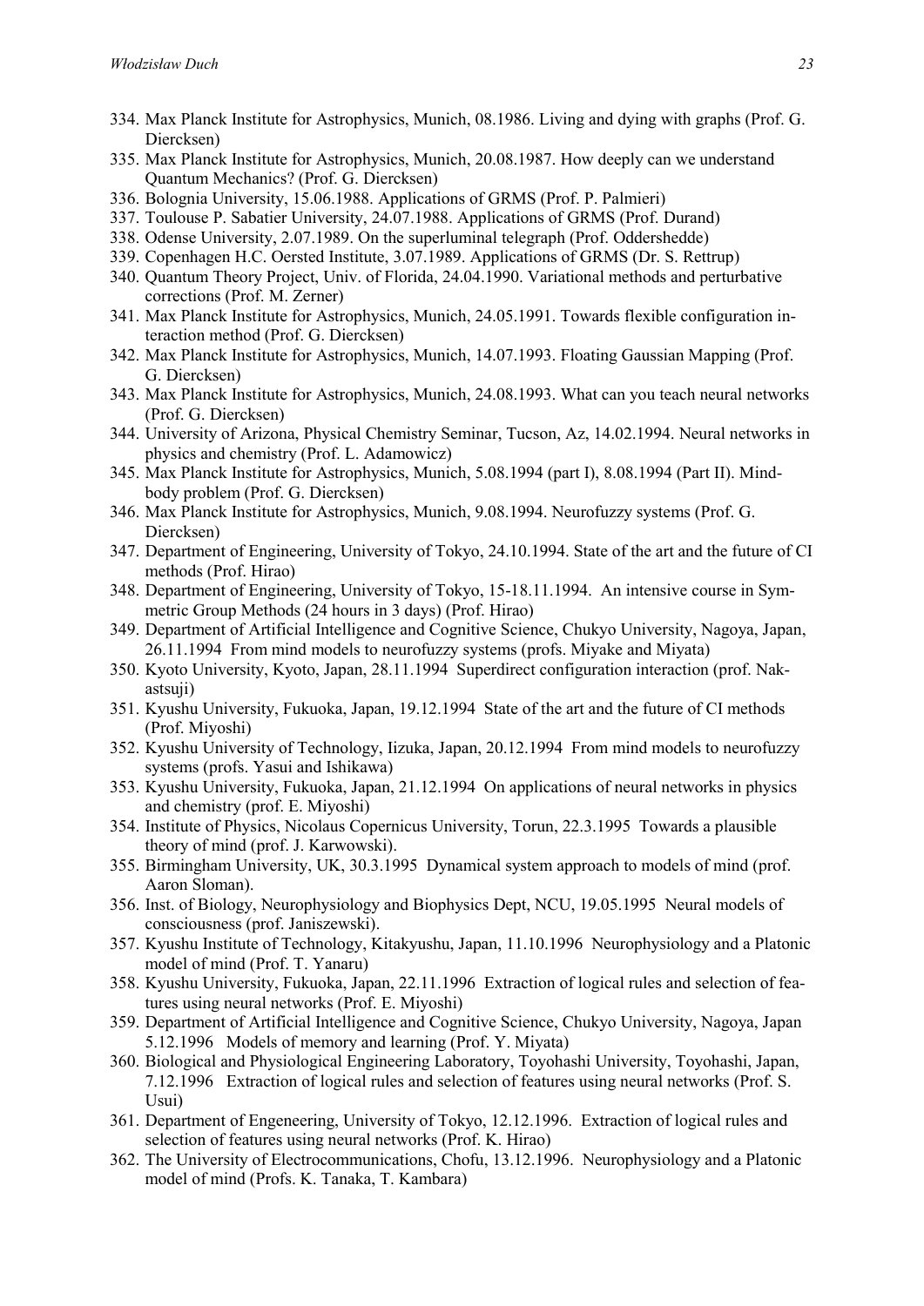334. Max Planck Institute for Astrophysics, Munich, 08.1986. Living and dying with graphs (Prof. G. Diercksen)
335. Max Planck Institute for Astrophysics, Munich, 20.08.1987. How deeply can we understand Quantum Mechanics? (Prof. G. Diercksen)
336. Bolognia University, 15.06.1988. Applications of GRMS (Prof. P. Palmieri)
337. Toulouse P. Sabatier University, 24.07.1988. Applications of GRMS (Prof. Durand)
338. Odense University, 2.07.1989. On the superluminal telegraph (Prof. Oddershedde)
339. Copenhagen H.C. Oersted Institute, 3.07.1989. Applications of GRMS (Dr. S. Rettrup)
340. Quantum Theory Project, Univ. of Florida, 24.04.1990. Variational methods and perturbative corrections (Prof. M. Zerner)
341. Max Planck Institute for Astrophysics, Munich, 24.05.1991. Towards flexible configuration interaction method (Prof. G. Diercksen)
342. Max Planck Institute for Astrophysics, Munich, 14.07.1993. Floating Gaussian Mapping (Prof. G. Diercksen)
343. Max Planck Institute for Astrophysics, Munich, 24.08.1993. What can you teach neural networks (Prof. G. Diercksen)
344. University of Arizona, Physical Chemistry Seminar, Tucson, Az, 14.02.1994. Neural networks in physics and chemistry (Prof. L. Adamowicz)
345. Max Planck Institute for Astrophysics, Munich, 5.08.1994 (part I), 8.08.1994 (Part II). Mind-body problem (Prof. G. Diercksen)
346. Max Planck Institute for Astrophysics, Munich, 9.08.1994. Neurofuzzy systems (Prof. G. Diercksen)
347. Department of Engineering, University of Tokyo, 24.10.1994. State of the art and the future of CI methods (Prof. Hirao)
348. Department of Engineering, University of Tokyo, 15-18.11.1994. An intensive course in Symmetric Group Methods (24 hours in 3 days) (Prof. Hirao)
349. Department of Artificial Intelligence and Cognitive Science, Chukyo University, Nagoya, Japan, 26.11.1994 From mind models to neurofuzzy systems (profs. Miyake and Miyata)
350. Kyoto University, Kyoto, Japan, 28.11.1994 Superdirect configuration interaction (prof. Nakastsuji)
351. Kyushu University, Fukuoka, Japan, 19.12.1994 State of the art and the future of CI methods (Prof. Miyoshi)
352. Kyushu University of Technology, Iizuka, Japan, 20.12.1994 From mind models to neurofuzzy systems (profs. Yasui and Ishikawa)
353. Kyushu University, Fukuoka, Japan, 21.12.1994 On applications of neural networks in physics and chemistry (prof. E. Miyoshi)
354. Institute of Physics, Nicolaus Copernicus University, Torun, 22.3.1995 Towards a plausible theory of mind (prof. J. Karwowski).
355. Birmingham University, UK, 30.3.1995 Dynamical system approach to models of mind (prof. Aaron Sloman).
356. Inst. of Biology, Neurophysiology and Biophysics Dept, NCU, 19.05.1995 Neural models of consciousness (prof. Janiszewski).
357. Kyushu Institute of Technology, Kitakyushu, Japan, 11.10.1996 Neurophysiology and a Platonic model of mind (Prof. T. Yanaru)
358. Kyushu University, Fukuoka, Japan, 22.11.1996 Extraction of logical rules and selection of features using neural networks (Prof. E. Miyoshi)
359. Department of Artificial Intelligence and Cognitive Science, Chukyo University, Nagoya, Japan 5.12.1996 Models of memory and learning (Prof. Y. Miyata)
360. Biological and Physiological Engineering Laboratory, Toyohashi University, Toyohashi, Japan, 7.12.1996 Extraction of logical rules and selection of features using neural networks (Prof. S. Usui)
361. Department of Engeneering, University of Tokyo, 12.12.1996. Extraction of logical rules and selection of features using neural networks (Prof. K. Hirao)
362. The University of Electrocommunications, Chofu, 13.12.1996. Neurophysiology and a Platonic model of mind (Profs. K. Tanaka, T. Kambara)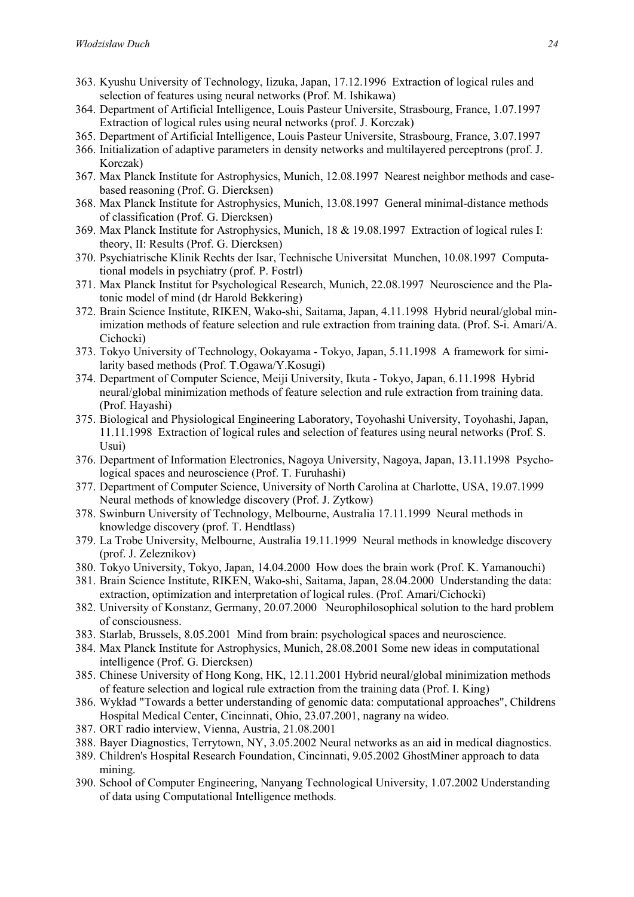363. Kyushu University of Technology, Iizuka, Japan, 17.12.1996  Extraction of logical rules and selection of features using neural networks (Prof. M. Ishikawa)
364. Department of Artificial Intelligence, Louis Pasteur Universite, Strasbourg, France, 1.07.1997 Extraction of logical rules using neural networks (prof. J. Korczak)
365. Department of Artificial Intelligence, Louis Pasteur Universite, Strasbourg, France, 3.07.1997
366. Initialization of adaptive parameters in density networks and multilayered perceptrons (prof. J. Korczak)
367. Max Planck Institute for Astrophysics, Munich, 12.08.1997  Nearest neighbor methods and case-based reasoning (Prof. G. Diercksen)
368. Max Planck Institute for Astrophysics, Munich, 13.08.1997  General minimal-distance methods of classification (Prof. G. Diercksen)
369. Max Planck Institute for Astrophysics, Munich, 18 & 19.08.1997  Extraction of logical rules I: theory, II: Results (Prof. G. Diercksen)
370. Psychiatrische Klinik Rechts der Isar, Technische Universitat  Munchen, 10.08.1997  Computational models in psychiatry (prof. P. Fostrl)
371. Max Planck Institut for Psychological Research, Munich, 22.08.1997  Neuroscience and the Platonic model of mind (dr Harold Bekkering)
372. Brain Science Institute, RIKEN, Wako-shi, Saitama, Japan, 4.11.1998  Hybrid neural/global minimization methods of feature selection and rule extraction from training data. (Prof. S-i. Amari/A. Cichocki)
373. Tokyo University of Technology, Ookayama - Tokyo, Japan, 5.11.1998  A framework for similarity based methods (Prof. T.Ogawa/Y.Kosugi)
374. Department of Computer Science, Meiji University, Ikuta - Tokyo, Japan, 6.11.1998  Hybrid neural/global minimization methods of feature selection and rule extraction from training data. (Prof. Hayashi)
375. Biological and Physiological Engineering Laboratory, Toyohashi University, Toyohashi, Japan, 11.11.1998  Extraction of logical rules and selection of features using neural networks (Prof. S. Usui)
376. Department of Information Electronics, Nagoya University, Nagoya, Japan, 13.11.1998  Psychological spaces and neuroscience (Prof. T. Furuhashi)
377. Department of Computer Science, University of North Carolina at Charlotte, USA, 19.07.1999 Neural methods of knowledge discovery (Prof. J. Zytkow)
378. Swinburn University of Technology, Melbourne, Australia 17.11.1999  Neural methods in knowledge discovery (prof. T. Hendtlass)
379. La Trobe University, Melbourne, Australia 19.11.1999  Neural methods in knowledge discovery (prof. J. Zeleznikov)
380. Tokyo University, Tokyo, Japan, 14.04.2000  How does the brain work (Prof. K. Yamanouchi)
381. Brain Science Institute, RIKEN, Wako-shi, Saitama, Japan, 28.04.2000  Understanding the data: extraction, optimization and interpretation of logical rules. (Prof. Amari/Cichocki)
382. University of Konstanz, Germany, 20.07.2000   Neurophilosophical solution to the hard problem of consciousness.
383. Starlab, Brussels, 8.05.2001  Mind from brain: psychological spaces and neuroscience.
384. Max Planck Institute for Astrophysics, Munich, 28.08.2001 Some new ideas in computational intelligence (Prof. G. Diercksen)
385. Chinese University of Hong Kong, HK, 12.11.2001 Hybrid neural/global minimization methods of feature selection and logical rule extraction from the training data (Prof. I. King)
386. Wykład "Towards a better understanding of genomic data: computational approaches", Childrens Hospital Medical Center, Cincinnati, Ohio, 23.07.2001, nagrany na wideo.
387. ORT radio interview, Vienna, Austria, 21.08.2001
388. Bayer Diagnostics, Terrytown, NY, 3.05.2002 Neural networks as an aid in medical diagnostics.
389. Children's Hospital Research Foundation, Cincinnati, 9.05.2002 GhostMiner approach to data mining.
390. School of Computer Engineering, Nanyang Technological University, 1.07.2002 Understanding of data using Computational Intelligence methods.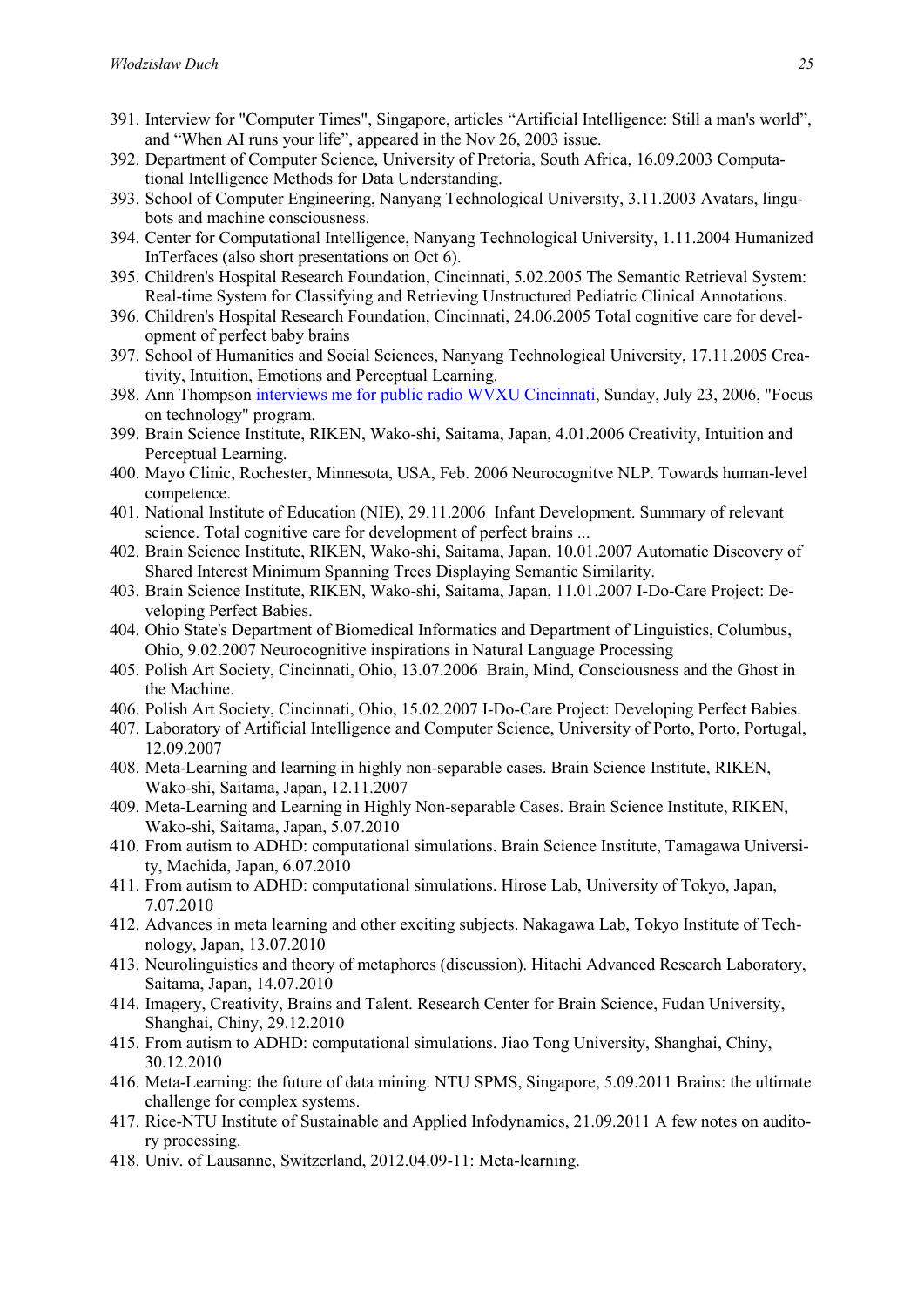391. Interview for "Computer Times", Singapore, articles “Artificial Intelligence: Still a man's world”, and “When AI runs your life”, appeared in the Nov 26, 2003 issue.
392. Department of Computer Science, University of Pretoria, South Africa, 16.09.2003 Computational Intelligence Methods for Data Understanding.
393. School of Computer Engineering, Nanyang Technological University, 3.11.2003 Avatars, lingubots and machine consciousness.
394. Center for Computational Intelligence, Nanyang Technological University, 1.11.2004 Humanized InTerfaces (also short presentations on Oct 6).
395. Children's Hospital Research Foundation, Cincinnati, 5.02.2005 The Semantic Retrieval System: Real-time System for Classifying and Retrieving Unstructured Pediatric Clinical Annotations.
396. Children's Hospital Research Foundation, Cincinnati, 24.06.2005 Total cognitive care for development of perfect baby brains
397. School of Humanities and Social Sciences, Nanyang Technological University, 17.11.2005 Creativity, Intuition, Emotions and Perceptual Learning.
398. Ann Thompson interviews me for public radio WVXU Cincinnati, Sunday, July 23, 2006, "Focus on technology" program.
399. Brain Science Institute, RIKEN, Wako-shi, Saitama, Japan, 4.01.2006 Creativity, Intuition and Perceptual Learning.
400. Mayo Clinic, Rochester, Minnesota, USA, Feb. 2006 Neurocognitve NLP. Towards human-level competence.
401. National Institute of Education (NIE), 29.11.2006 Infant Development. Summary of relevant science. Total cognitive care for development of perfect brains ...
402. Brain Science Institute, RIKEN, Wako-shi, Saitama, Japan, 10.01.2007 Automatic Discovery of Shared Interest Minimum Spanning Trees Displaying Semantic Similarity.
403. Brain Science Institute, RIKEN, Wako-shi, Saitama, Japan, 11.01.2007 I-Do-Care Project: Developing Perfect Babies.
404. Ohio State's Department of Biomedical Informatics and Department of Linguistics, Columbus, Ohio, 9.02.2007 Neurocognitive inspirations in Natural Language Processing
405. Polish Art Society, Cincinnati, Ohio, 13.07.2006 Brain, Mind, Consciousness and the Ghost in the Machine.
406. Polish Art Society, Cincinnati, Ohio, 15.02.2007 I-Do-Care Project: Developing Perfect Babies.
407. Laboratory of Artificial Intelligence and Computer Science, University of Porto, Porto, Portugal, 12.09.2007
408. Meta-Learning and learning in highly non-separable cases. Brain Science Institute, RIKEN, Wako-shi, Saitama, Japan, 12.11.2007
409. Meta-Learning and Learning in Highly Non-separable Cases. Brain Science Institute, RIKEN, Wako-shi, Saitama, Japan, 5.07.2010
410. From autism to ADHD: computational simulations. Brain Science Institute, Tamagawa University, Machida, Japan, 6.07.2010
411. From autism to ADHD: computational simulations. Hirose Lab, University of Tokyo, Japan, 7.07.2010
412. Advances in meta learning and other exciting subjects. Nakagawa Lab, Tokyo Institute of Technology, Japan, 13.07.2010
413. Neurolinguistics and theory of metaphores (discussion). Hitachi Advanced Research Laboratory, Saitama, Japan, 14.07.2010
414. Imagery, Creativity, Brains and Talent. Research Center for Brain Science, Fudan University, Shanghai, Chiny, 29.12.2010
415. From autism to ADHD: computational simulations. Jiao Tong University, Shanghai, Chiny, 30.12.2010
416. Meta-Learning: the future of data mining. NTU SPMS, Singapore, 5.09.2011 Brains: the ultimate challenge for complex systems.
417. Rice-NTU Institute of Sustainable and Applied Infodynamics, 21.09.2011 A few notes on auditory processing.
418. Univ. of Lausanne, Switzerland, 2012.04.09-11: Meta-learning.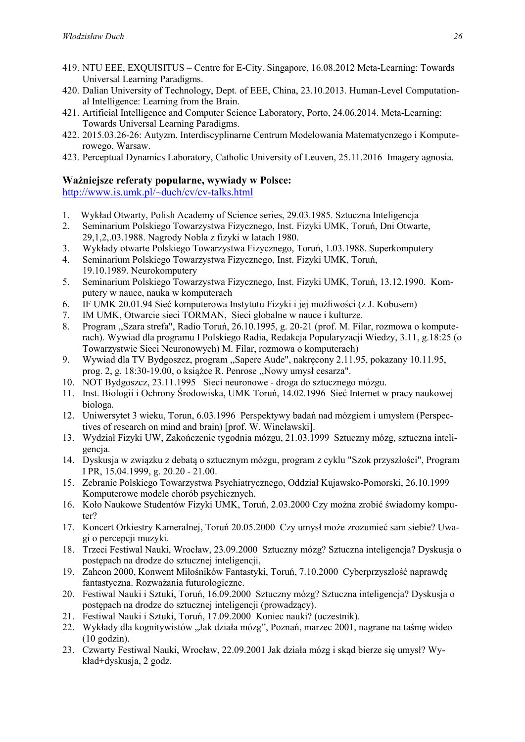419. NTU EEE, EXQUISITUS – Centre for E-City. Singapore, 16.08.2012 Meta-Learning: Towards Universal Learning Paradigms.
420. Dalian University of Technology, Dept. of EEE, China, 23.10.2013. Human-Level Computational Intelligence: Learning from the Brain.
421. Artificial Intelligence and Computer Science Laboratory, Porto, 24.06.2014. Meta-Learning: Towards Universal Learning Paradigms.
422. 2015.03.26-26: Autyzm. Interdiscyplinarne Centrum Modelowania Matematycnzego i Komputerowego, Warsaw.
423. Perceptual Dynamics Laboratory, Catholic University of Leuven, 25.11.2016 Imagery agnosia.

### Ważniejsze referaty popularne, wywiady w Polsce:

http://www.is.umk.pl/~duch/cv/cv-talks.html

1. Wykład Otwarty, Polish Academy of Science series, 29.03.1985. Sztuczna Inteligencja
2. Seminarium Polskiego Towarzystwa Fizycznego, Inst. Fizyki UMK, Toruń, Dni Otwarte, 29,1,2,.03.1988. Nagrody Nobla z fizyki w latach 1980.
3. Wykłady otwarte Polskiego Towarzystwa Fizycznego, Toruń, 1.03.1988. Superkomputery
4. Seminarium Polskiego Towarzystwa Fizycznego, Inst. Fizyki UMK, Toruń, 19.10.1989. Neurokomputery
5. Seminarium Polskiego Towarzystwa Fizycznego, Inst. Fizyki UMK, Toruń, 13.12.1990. Komputery w nauce, nauka w komputerach
6. IF UMK 20.01.94 Sieć komputerowa Instytutu Fizyki i jej możliwości (z J. Kobusem)
7. IM UMK, Otwarcie sieci TORMAN, Sieci globalne w nauce i kulturze.
8. Program „Szara strefa", Radio Toruń, 26.10.1995, g. 20-21 (prof. M. Filar, rozmowa o komputerach). Wywiad dla programu I Polskiego Radia, Redakcja Popularyzacji Wiedzy, 3.11, g.18:25 (o Towarzystwie Sieci Neuronowych) M. Filar, rozmowa o komputerach)
9. Wywiad dla TV Bydgoszcz, program „Sapere Aude", nakręcony 2.11.95, pokazany 10.11.95, prog. 2, g. 18:30-19.00, o książce R. Penrose „Nowy umysł cesarza".
10. NOT Bydgoszcz, 23.11.1995 Sieci neuronowe - droga do sztucznego mózgu.
11. Inst. Biologii i Ochrony Środowiska, UMK Toruń, 14.02.1996 Sieć Internet w pracy naukowej biologa.
12. Uniwersytet 3 wieku, Torun, 6.03.1996 Perspektywy badań nad mózgiem i umysłem (Perspectives of research on mind and brain) [prof. W. Wincławski].
13. Wydział Fizyki UW, Zakończenie tygodnia mózgu, 21.03.1999 Sztuczny mózg, sztuczna inteligencja.
14. Dyskusja w związku z debatą o sztucznym mózgu, program z cyklu "Szok przyszłości", Program I PR, 15.04.1999, g. 20.20 - 21.00.
15. Zebranie Polskiego Towarzystwa Psychiatrycznego, Oddział Kujawsko-Pomorski, 26.10.1999 Komputerowe modele chorób psychicznych.
16. Koło Naukowe Studentów Fizyki UMK, Toruń, 2.03.2000 Czy można zrobić świadomy komputer?
17. Koncert Orkiestry Kameralnej, Toruń 20.05.2000 Czy umysł może zrozumieć sam siebie? Uwagi o percepcji muzyki.
18. Trzeci Festiwal Nauki, Wrocław, 23.09.2000 Sztuczny mózg? Sztuczna inteligencja? Dyskusja o postępach na drodze do sztucznej inteligencji,
19. Zahcon 2000, Konwent Miłośników Fantastyki, Toruń, 7.10.2000 Cyberprzyszłość naprawdę fantastyczna. Rozważania futurologiczne.
20. Festiwal Nauki i Sztuki, Toruń, 16.09.2000 Sztuczny mózg? Sztuczna inteligencja? Dyskusja o postępach na drodze do sztucznej inteligencji (prowadzący).
21. Festiwal Nauki i Sztuki, Toruń, 17.09.2000 Koniec nauki? (uczestnik).
22. Wykłady dla kognitywistów „Jak działa mózg", Poznań, marzec 2001, nagrane na taśmę wideo (10 godzin).
23. Czwarty Festiwal Nauki, Wrocław, 22.09.2001 Jak działa mózg i skąd bierze się umysł? Wykład+dyskusja, 2 godz.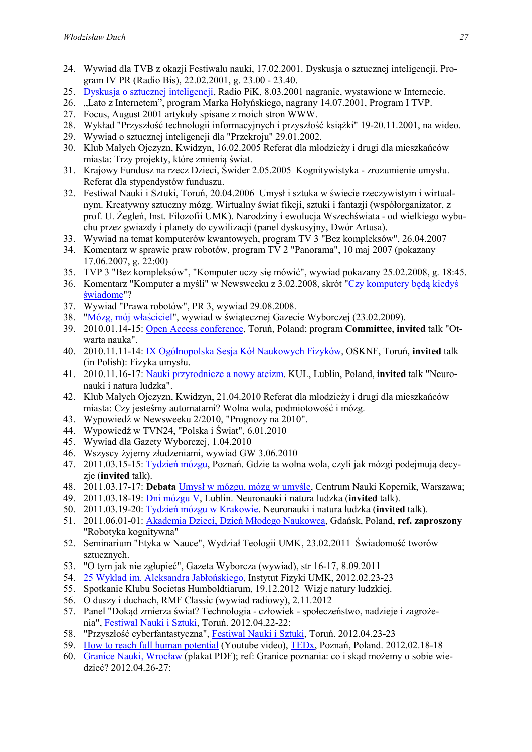24. Wywiad dla TVB z okazji Festiwalu nauki, 17.02.2001. Dyskusja o sztucznej inteligencji, Program IV PR (Radio Bis), 22.02.2001, g. 23.00 - 23.40.
25. Dyskusja o sztucznej inteligencji, Radio PiK, 8.03.2001 nagranie, wystawione w Internecie.
26. „Lato z Internetem", program Marka Hołyńskiego, nagrany 14.07.2001, Program I TVP.
27. Focus, August 2001 artykuły spisane z moich stron WWW.
28. Wykład "Przyszłość technologii informacyjnych i przyszłość książki" 19-20.11.2001, na wideo.
29. Wywiad o sztucznej inteligencji dla "Przekroju" 29.01.2002.
30. Klub Małych Ojczyzn, Kwidzyn, 16.02.2005 Referat dla młodzieży i drugi dla mieszkańców miasta: Trzy projekty, które zmienią świat.
31. Krajowy Fundusz na rzecz Dzieci, Świder 2.05.2005 Kognitywistyka - zrozumienie umysłu. Referat dla stypendystów funduszu.
32. Festiwal Nauki i Sztuki, Toruń, 20.04.2006 Umysł i sztuka w świecie rzeczywistym i wirtualnym. Kreatywny sztuczny mózg. Wirtualny świat fikcji, sztuki i fantazji (współorganizator, z prof. U. Żegleń, Inst. Filozofii UMK). Narodziny i ewolucja Wszechświata - od wielkiego wybuchu przez gwiazdy i planety do cywilizacji (panel dyskusyjny, Dwór Artusa).
33. Wywiad na temat komputerów kwantowych, program TV 3 "Bez kompleksów", 26.04.2007
34. Komentarz w sprawie praw robotów, program TV 2 "Panorama", 10 maj 2007 (pokazany 17.06.2007, g. 22:00)
35. TVP 3 "Bez kompleksów", "Komputer uczy się mówić", wywiad pokazany 25.02.2008, g. 18:45.
36. Komentarz "Komputer a myśli" w Newsweeku z 3.02.2008, skrót "Czy komputery będą kiedyś świadome"?
37. Wywiad "Prawa robotów", PR 3, wywiad 29.08.2008.
38. "Mózg, mój właściciel", wywiad w świątecznej Gazecie Wyborczej (23.02.2009).
39. 2010.01.14-15: Open Access conference, Toruń, Poland; program **Committee**, **invited** talk "Otwarta nauka".
40. 2010.11.11-14: IX Ogólnopolska Sesja Kół Naukowych Fizyków, OSKNF, Toruń, **invited** talk (in Polish): Fizyka umysłu.
41. 2010.11.16-17: Nauki przyrodnicze a nowy ateizm. KUL, Lublin, Poland, **invited** talk "Neuronauki i natura ludzka".
42. Klub Małych Ojczyzn, Kwidzyn, 21.04.2010 Referat dla młodzieży i drugi dla mieszkańców miasta: Czy jesteśmy automatami? Wolna wola, podmiotowość i mózg.
43. Wypowiedź w Newsweeku 2/2010, "Prognozy na 2010".
44. Wypowiedź w TVN24, "Polska i Świat", 6.01.2010
45. Wywiad dla Gazety Wyborczej, 1.04.2010
46. Wszyscy żyjemy złudzeniami, wywiad GW 3.06.2010
47. 2011.03.15-15: Tydzień mózgu, Poznań. Gdzie ta wolna wola, czyli jak mózgi podejmują decyzje (**invited** talk).
48. 2011.03.17-17: **Debata** Umysł w mózgu, mózg w umyśle, Centrum Nauki Kopernik, Warszawa;
49. 2011.03.18-19: Dni mózgu V, Lublin. Neuronauki i natura ludzka (**invited** talk).
50. 2011.03.19-20: Tydzień mózgu w Krakowie. Neuronauki i natura ludzka (**invited** talk).
51. 2011.06.01-01: Akademia Dzieci, Dzień Młodego Naukowca, Gdańsk, Poland, **ref. zaproszony** "Robotyka kognitywna"
52. Seminarium "Etyka w Nauce", Wydział Teologii UMK, 23.02.2011 Świadomość tworów sztucznych.
53. "O tym jak nie zgłupieć", Gazeta Wyborcza (wywiad), str 16-17, 8.09.2011
54. 25 Wykład im. Aleksandra Jabłońskiego, Instytut Fizyki UMK, 2012.02.23-23
55. Spotkanie Klubu Societas Humboldtiarum, 19.12.2012 Wizje natury ludzkiej.
56. O duszy i duchach, RMF Classic (wywiad radiowy), 2.11.2012
57. Panel "Dokąd zmierza świat? Technologia - człowiek - społeczeństwo, nadzieje i zagrożenia", Festiwal Nauki i Sztuki, Toruń. 2012.04.22-22:
58. "Przyszłość cyberfantastyczna", Festiwal Nauki i Sztuki, Toruń. 2012.04.23-23
59. How to reach full human potential (Youtube video), TEDx, Poznań, Poland. 2012.02.18-18
60. Granice Nauki, Wrocław (plakat PDF); ref: Granice poznania: co i skąd możemy o sobie wiedzieć? 2012.04.26-27: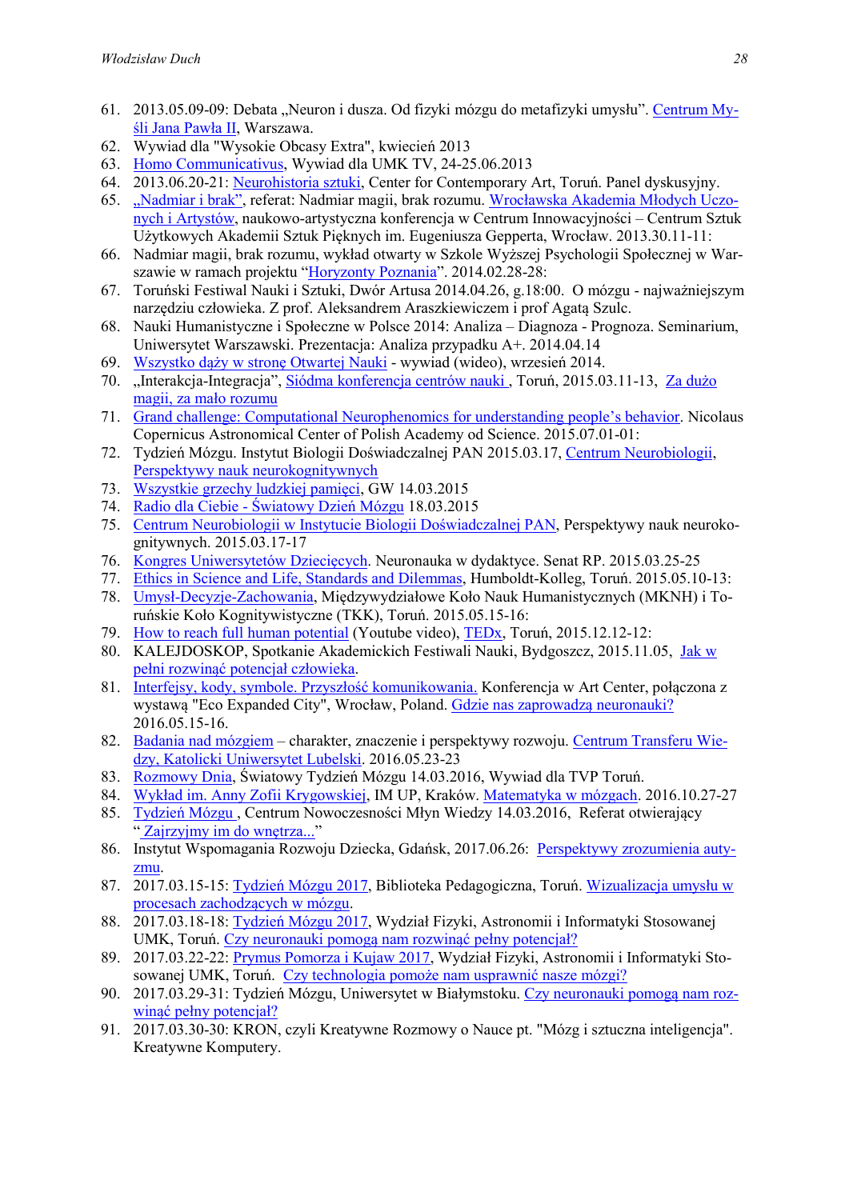61. 2013.05.09-09: Debata „Neuron i dusza. Od fizyki mózgu do metafizyki umysłu". Centrum Myśli Jana Pawła II, Warszawa.
62. Wywiad dla "Wysokie Obcasy Extra", kwiecień 2013
63. Homo Communicativus, Wywiad dla UMK TV, 24-25.06.2013
64. 2013.06.20-21: Neurohistoria sztuki, Center for Contemporary Art, Toruń. Panel dyskusyjny.
65. „Nadmiar i brak", referat: Nadmiar magii, brak rozumu. Wrocławska Akademia Młodych Uczonych i Artystów, naukowo-artystyczna konferencja w Centrum Innowacyjności – Centrum Sztuk Użytkowych Akademii Sztuk Pięknych im. Eugeniusza Gepperta, Wrocław. 2013.30.11-11:
66. Nadmiar magii, brak rozumu, wykład otwarty w Szkole Wyższej Psychologii Społecznej w Warszawie w ramach projektu "Horyzonty Poznania". 2014.02.28-28:
67. Toruński Festiwal Nauki i Sztuki, Dwór Artusa 2014.04.26, g.18:00. O mózgu - najważniejszym narzędziu człowieka. Z prof. Aleksandrem Araszkiewiczem i prof Agatą Szulc.
68. Nauki Humanistyczne i Społeczne w Polsce 2014: Analiza – Diagnoza - Prognoza. Seminarium, Uniwersytet Warszawski. Prezentacja: Analiza przypadku A+. 2014.04.14
69. Wszystko dąży w stronę Otwartej Nauki - wywiad (wideo), wrzesień 2014.
70. „Interakcja-Integracja", Siódma konferencja centrów nauki , Toruń, 2015.03.11-13, Za dużo magii, za mało rozumu
71. Grand challenge: Computational Neurophenomics for understanding people's behavior. Nicolaus Copernicus Astronomical Center of Polish Academy od Science. 2015.07.01-01:
72. Tydzień Mózgu. Instytut Biologii Doświadczalnej PAN 2015.03.17, Centrum Neurobiologii, Perspektywy nauk neurokognitywnych
73. Wszystkie grzechy ludzkiej pamięci, GW 14.03.2015
74. Radio dla Ciebie - Światowy Dzień Mózgu 18.03.2015
75. Centrum Neurobiologii w Instytucie Biologii Doświadczalnej PAN, Perspektywy nauk neurokognitywnych. 2015.03.17-17
76. Kongres Uniwersytetów Dziecięcych. Neuronauka w dydaktyce. Senat RP. 2015.03.25-25
77. Ethics in Science and Life, Standards and Dilemmas, Humboldt-Kolleg, Toruń. 2015.05.10-13:
78. Umysł-Decyzje-Zachowania, Międzywydziałowe Koło Nauk Humanistycznych (MKNH) i Toruńskie Koło Kognitywistyczne (TKK), Toruń. 2015.05.15-16:
79. How to reach full human potential (Youtube video), TEDx, Toruń, 2015.12.12-12:
80. KALEJDOSKOP, Spotkanie Akademickich Festiwali Nauki, Bydgoszcz, 2015.11.05, Jak w pełni rozwinąć potencjał człowieka.
81. Interfejsy, kody, symbole. Przyszłość komunikowania. Konferencja w Art Center, połączona z wystawą "Eco Expanded City", Wrocław, Poland. Gdzie nas zaprowadzą neuronauki? 2016.05.15-16.
82. Badania nad mózgiem – charakter, znaczenie i perspektywy rozwoju. Centrum Transferu Wiedzy, Katolicki Uniwersytet Lubelski. 2016.05.23-23
83. Rozmowy Dnia, Światowy Tydzień Mózgu 14.03.2016, Wywiad dla TVP Toruń.
84. Wykład im. Anny Zofii Krygowskiej, IM UP, Kraków. Matematyka w mózgach. 2016.10.27-27
85. Tydzień Mózgu , Centrum Nowoczesności Młyn Wiedzy 14.03.2016, Referat otwierający " Zajrzyjmy im do wnętrza..."
86. Instytut Wspomagania Rozwoju Dziecka, Gdańsk, 2017.06.26: Perspektywy zrozumienia autyzmu.
87. 2017.03.15-15: Tydzień Mózgu 2017, Biblioteka Pedagogiczna, Toruń. Wizualizacja umysłu w procesach zachodzących w mózgu.
88. 2017.03.18-18: Tydzień Mózgu 2017, Wydział Fizyki, Astronomii i Informatyki Stosowanej UMK, Toruń. Czy neuronauki pomogą nam rozwinąć pełny potencjał?
89. 2017.03.22-22: Prymus Pomorza i Kujaw 2017, Wydział Fizyki, Astronomii i Informatyki Stosowanej UMK, Toruń. Czy technologia pomoże nam usprawnić nasze mózgi?
90. 2017.03.29-31: Tydzień Mózgu, Uniwersytet w Białymstoku. Czy neuronauki pomogą nam rozwinąć pełny potencjał?
91. 2017.03.30-30: KRON, czyli Kreatywne Rozmowy o Nauce pt. "Mózg i sztuczna inteligencja". Kreatywne Komputery.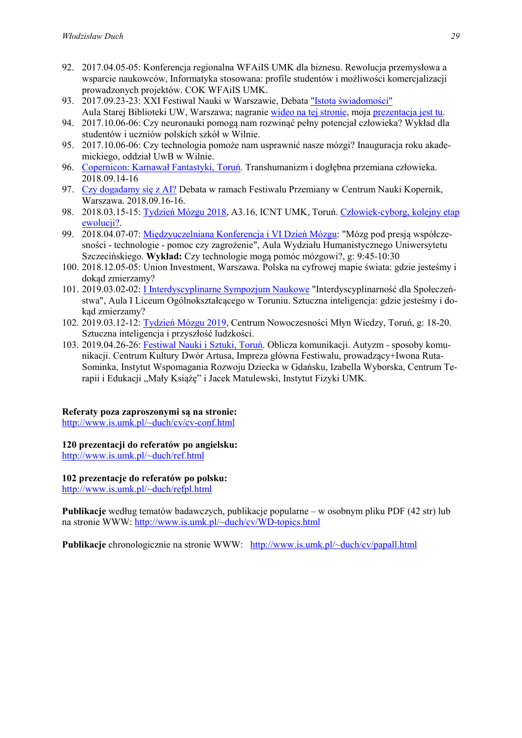92. 2017.04.05-05: Konferencja regionalna WFAiIS UMK dla biznesu. Rewolucja przemysłowa a wsparcie naukowców, Informatyka stosowana: profile studentów i możliwości komercjalizacji prowadzonych projektów. COK WFAiIS UMK.
93. 2017.09.23-23: XXI Festiwal Nauki w Warszawie, Debata "Istota świadomości" Aula Starej Biblioteki UW, Warszawa; nagranie wideo na tej stronie, moja prezentacja jest tu.
94. 2017.10.06-06: Czy neuronauki pomogą nam rozwinąć pełny potencjał człowieka? Wykład dla studentów i uczniów polskich szkół w Wilnie.
95. 2017.10.06-06: Czy technologia pomoże nam usprawnić nasze mózgi? Inauguracja roku akademickiego, oddział UwB w Wilnie.
96. Copernicon: Karnawał Fantastyki, Toruń. Transhumanizm i dogłębna przemiana człowieka. 2018.09.14-16
97. Czy dogadamy się z AI? Debata w ramach Festiwalu Przemiany w Centrum Nauki Kopernik, Warszawa. 2018.09.16-16.
98. 2018.03.15-15: Tydzień Mózgu 2018, A3.16, ICNT UMK, Toruń. Człowiek-cyborg, kolejny etap ewolucji?.
99. 2018.04.07-07: Międzyuczelniana Konferencja i VI Dzień Mózgu: "Mózg pod presją współczesności - technologie - pomoc czy zagrożenie", Aula Wydziału Humanistycznego Uniwersytetu Szczecińskiego. **Wykład:** Czy technologie mogą pomóc mózgowi?, g: 9:45-10:30
100. 2018.12.05-05: Union Investment, Warszawa. Polska na cyfrowej mapie świata: gdzie jesteśmy i dokąd zmierzamy?
101. 2019.03.02-02: I Interdyscyplinarne Sympozjum Naukowe "Interdyscyplinarność dla Społeczeństwa", Aula I Liceum Ogólnokształcącego w Toruniu. Sztuczna inteligencja: gdzie jesteśmy i dokąd zmierzamy?
102. 2019.03.12-12: Tydzień Mózgu 2019, Centrum Nowoczesności Młyn Wiedzy, Toruń, g: 18-20. Sztuczna inteligencja i przyszłość ludzkości.
103. 2019.04.26-26: Festiwal Nauki i Sztuki, Toruń. Oblicza komunikacji. Autyzm - sposoby komunikacji. Centrum Kultury Dwór Artusa, Impreza główna Festiwalu, prowadzący+Iwona Ruta-Sominka, Instytut Wspomagania Rozwoju Dziecka w Gdańsku, Izabella Wyborska, Centrum Terapii i Edukacji „Mały Książę" i Jacek Matulewski, Instytut Fizyki UMK.

**Referaty poza zaproszonymi są na stronie:**
http://www.is.umk.pl/~duch/cv/cv-conf.html

**120 prezentacji do referatów po angielsku:**
http://www.is.umk.pl/~duch/ref.html

**102 prezentacje do referatów po polsku:**
http://www.is.umk.pl/~duch/refpl.html

**Publikacje** według tematów badawczych, publikacje popularne – w osobnym pliku PDF (42 str) lub na stronie WWW: http://www.is.umk.pl/~duch/cv/WD-topics.html

**Publikacje** chronologicznie na stronie WWW: http://www.is.umk.pl/~duch/cv/papall.html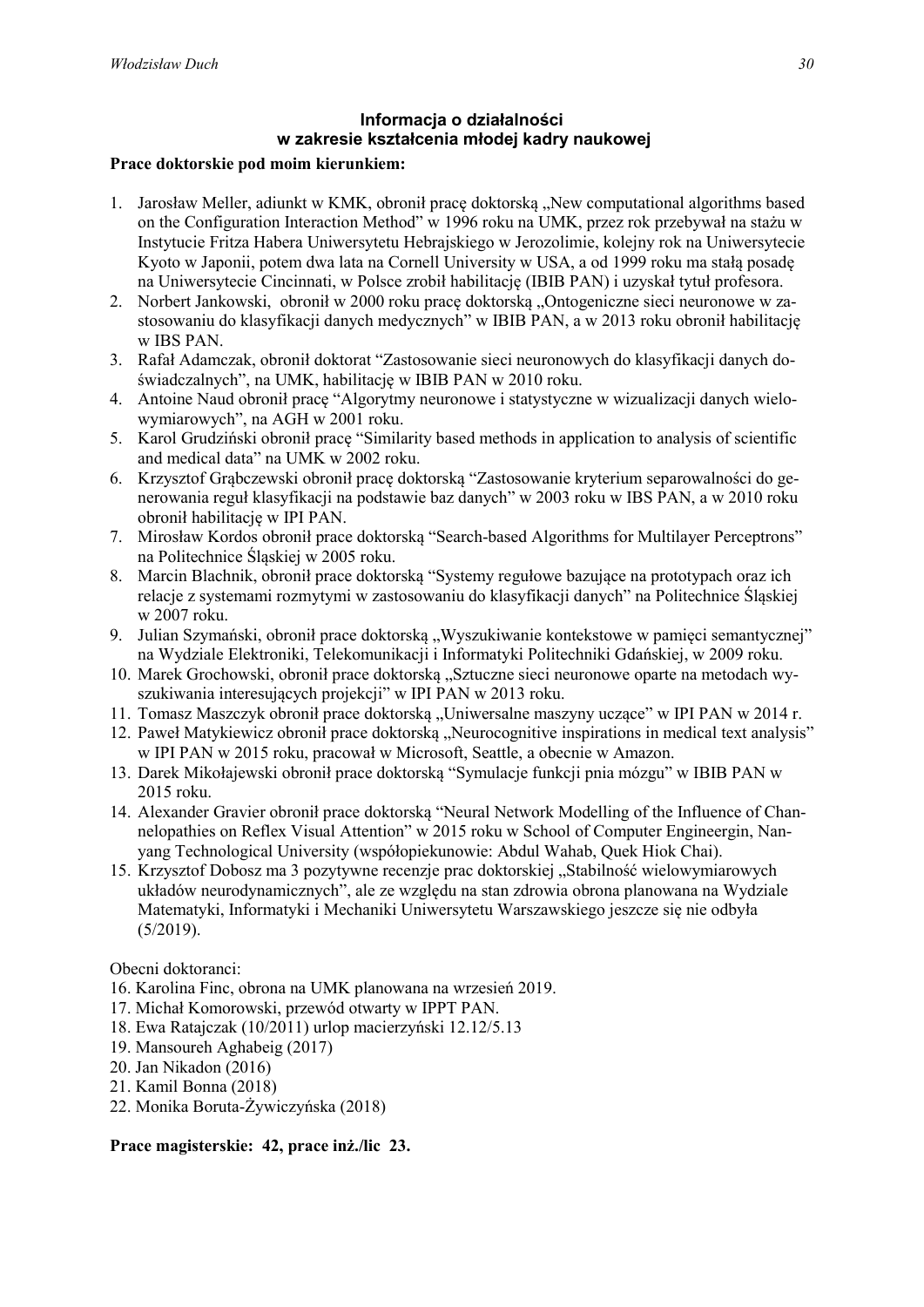## Informacja o działalności w zakresie kształcenia młodej kadry naukowej

**Prace doktorskie pod moim kierunkiem:**

1. Jarosław Meller, adiunkt w KMK, obronił pracę doktorską „New computational algorithms based on the Configuration Interaction Method" w 1996 roku na UMK, przez rok przebywał na stażu w Instytucie Fritza Habera Uniwersytetu Hebrajskiego w Jerozolimie, kolejny rok na Uniwersytecie Kyoto w Japonii, potem dwa lata na Cornell University w USA, a od 1999 roku ma stałą posadę na Uniwersytecie Cincinnati, w Polsce zrobił habilitację (IBIB PAN) i uzyskał tytuł profesora.
2. Norbert Jankowski, obronił w 2000 roku pracę doktorską „Ontogeniczne sieci neuronowe w zastosowaniu do klasyfikacji danych medycznych" w IBIB PAN, a w 2013 roku obronił habilitację w IBS PAN.
3. Rafał Adamczak, obronił doktorat "Zastosowanie sieci neuronowych do klasyfikacji danych doświadczalnych", na UMK, habilitację w IBIB PAN w 2010 roku.
4. Antoine Naud obronił pracę "Algorytmy neuronowe i statystyczne w wizualizacji danych wielowymiarowych", na AGH w 2001 roku.
5. Karol Grudziński obronił pracę "Similarity based methods in application to analysis of scientific and medical data" na UMK w 2002 roku.
6. Krzysztof Grąbczewski obronił pracę doktorską "Zastosowanie kryterium separowalności do generowania reguł klasyfikacji na podstawie baz danych" w 2003 roku w IBS PAN, a w 2010 roku obronił habilitację w IPI PAN.
7. Mirosław Kordos obronił prace doktorską "Search-based Algorithms for Multilayer Perceptrons" na Politechnice Śląskiej w 2005 roku.
8. Marcin Blachnik, obronił prace doktorską "Systemy regułowe bazujące na prototypach oraz ich relacje z systemami rozmytymi w zastosowaniu do klasyfikacji danych" na Politechnice Śląskiej w 2007 roku.
9. Julian Szymański, obronił prace doktorską „Wyszukiwanie kontekstowe w pamięci semantycznej" na Wydziale Elektroniki, Telekomunikacji i Informatyki Politechniki Gdańskiej, w 2009 roku.
10. Marek Grochowski, obronił prace doktorską „Sztuczne sieci neuronowe oparte na metodach wyszukiwania interesujących projekcji" w IPI PAN w 2013 roku.
11. Tomasz Maszczyk obronił prace doktorską „Uniwersalne maszyny uczące" w IPI PAN w 2014 r.
12. Paweł Matykiewicz obronił prace doktorską „Neurocognitive inspirations in medical text analysis" w IPI PAN w 2015 roku, pracował w Microsoft, Seattle, a obecnie w Amazon.
13. Darek Mikołajewski obronił prace doktorską "Symulacje funkcji pnia mózgu" w IBIB PAN w 2015 roku.
14. Alexander Gravier obronił prace doktorską "Neural Network Modelling of the Influence of Channelopathies on Reflex Visual Attention" w 2015 roku w School of Computer Engineergin, Nanyang Technological University (współopiekunowie: Abdul Wahab, Quek Hiok Chai).
15. Krzysztof Dobosz ma 3 pozytywne recenzje prac doktorskiej „Stabilność wielowymiarowych układów neurodynamicznych", ale ze względu na stan zdrowia obrona planowana na Wydziale Matematyki, Informatyki i Mechaniki Uniwersytetu Warszawskiego jeszcze się nie odbyła (5/2019).

Obecni doktoranci:

16. Karolina Finc, obrona na UMK planowana na wrzesień 2019.
17. Michał Komorowski, przewód otwarty w IPPT PAN.
18. Ewa Ratajczak (10/2011) urlop macierzyński 12.12/5.13
19. Mansoureh Aghabeig (2017)
20. Jan Nikadon (2016)
21. Kamil Bonna (2018)
22. Monika Boruta-Żywiczyńska (2018)

**Prace magisterskie: 42, prace inż./lic 23.**